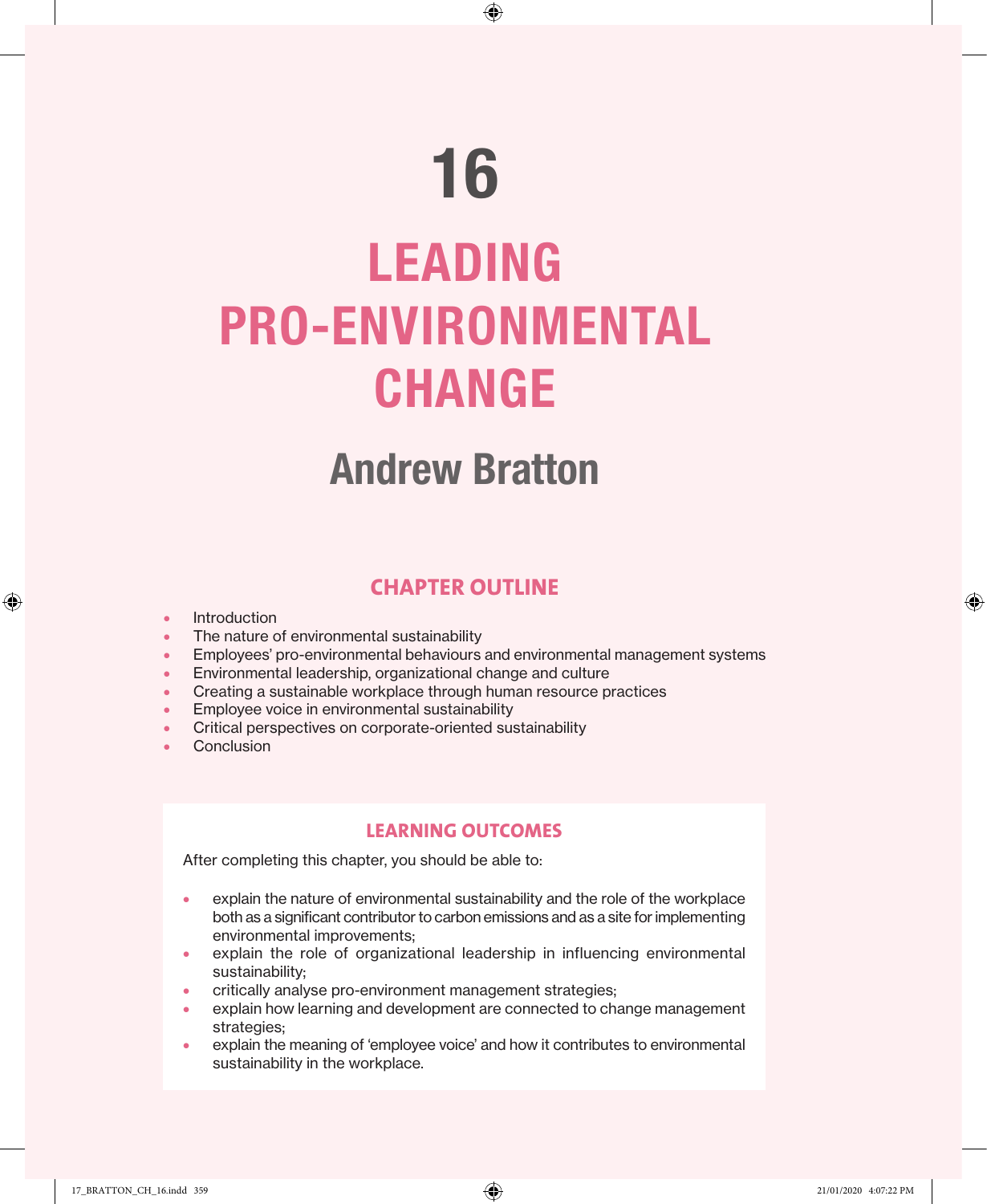# 16

# LEADING PRO-ENVIRONMENTAL CHANGE

## Andrew Bratton

### CHAPTER OUTLINE

- Introduction
- The nature of environmental sustainability
- Employees' pro-environmental behaviours and environmental management systems
- Environmental leadership, organizational change and culture
- Creating a sustainable workplace through human resource practices
- Employee voice in environmental sustainability
- Critical perspectives on corporate-oriented sustainability
- Conclusion

### LEARNING OUTCOMES

After completing this chapter, you should be able to:

- explain the nature of environmental sustainability and the role of the workplace both as a significant contributor to carbon emissions and as a site for implementing environmental improvements;
- explain the role of organizational leadership in influencing environmental sustainability;
- critically analyse pro-environment management strategies;
- explain how learning and development are connected to change management strategies;
- explain the meaning of 'employee voice' and how it contributes to environmental sustainability in the workplace.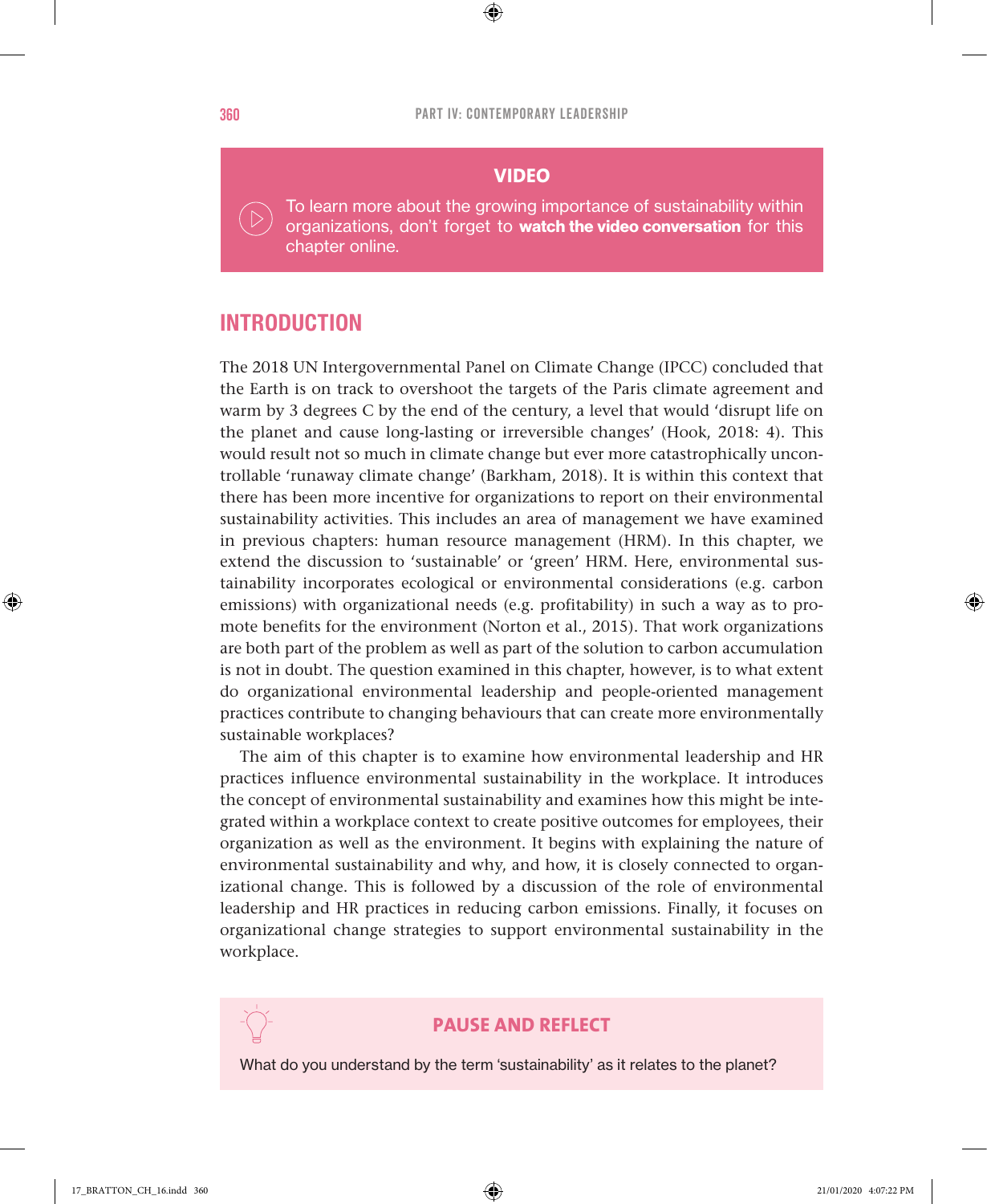**VIDEO**

To learn more about the growing importance of sustainability within organizations, don't forget to **watch the video conversation** for this chapter online.

## INTRODUCTION

The 2018 UN Intergovernmental Panel on Climate Change (IPCC) concluded that the Earth is on track to overshoot the targets of the Paris climate agreement and warm by 3 degrees C by the end of the century, a level that would 'disrupt life on the planet and cause long-lasting or irreversible changes' (Hook, 2018: 4). This would result not so much in climate change but ever more catastrophically uncontrollable 'runaway climate change' (Barkham, 2018). It is within this context that there has been more incentive for organizations to report on their environmental sustainability activities. This includes an area of management we have examined in previous chapters: human resource management (HRM). In this chapter, we extend the discussion to 'sustainable' or 'green' HRM. Here, environmental sustainability incorporates ecological or environmental considerations (e.g. carbon emissions) with organizational needs (e.g. profitability) in such a way as to promote benefits for the environment (Norton et al., 2015). That work organizations are both part of the problem as well as part of the solution to carbon accumulation is not in doubt. The question examined in this chapter, however, is to what extent do organizational environmental leadership and people-oriented management practices contribute to changing behaviours that can create more environmentally sustainable workplaces?

The aim of this chapter is to examine how environmental leadership and HR practices influence environmental sustainability in the workplace. It introduces the concept of environmental sustainability and examines how this might be integrated within a workplace context to create positive outcomes for employees, their organization as well as the environment. It begins with explaining the nature of environmental sustainability and why, and how, it is closely connected to organizational change. This is followed by a discussion of the role of environmental leadership and HR practices in reducing carbon emissions. Finally, it focuses on organizational change strategies to support environmental sustainability in the workplace.

**PAUSE AND REFLECT**

What do you understand by the term 'sustainability' as it relates to the planet?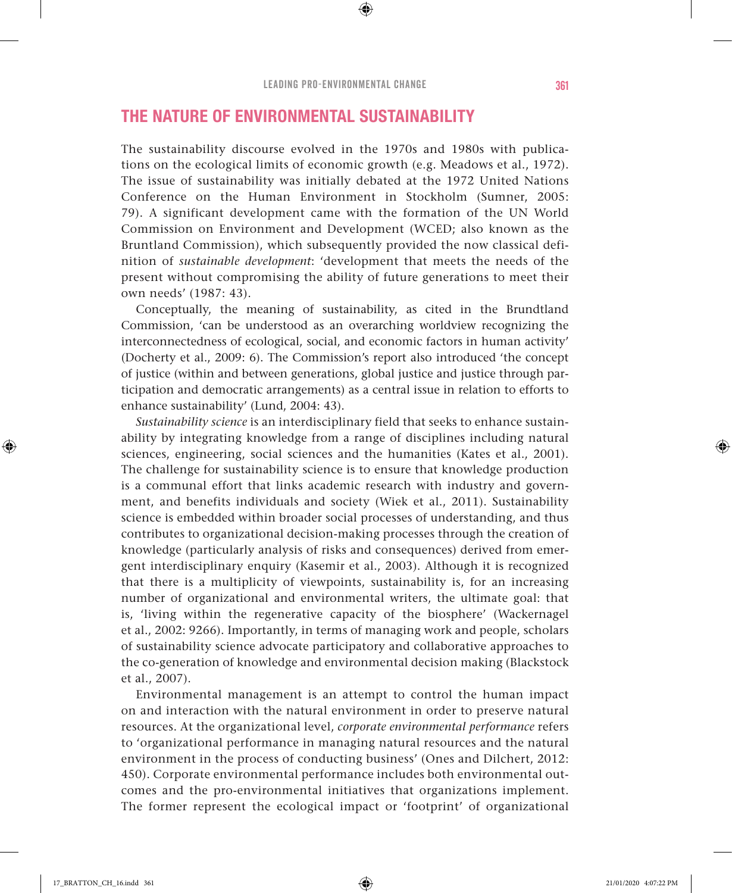## THE NATURE OF ENVIRONMENTAL SUSTAINABILITY

The sustainability discourse evolved in the 1970s and 1980s with publications on the ecological limits of economic growth (e.g. Meadows et al., 1972). The issue of sustainability was initially debated at the 1972 United Nations Conference on the Human Environment in Stockholm (Sumner, 2005: 79). A significant development came with the formation of the UN World Commission on Environment and Development (WCED; also known as the Bruntland Commission), which subsequently provided the now classical definition of *sustainable development*: 'development that meets the needs of the present without compromising the ability of future generations to meet their own needs' (1987: 43).

Conceptually, the meaning of sustainability, as cited in the Brundtland Commission, 'can be understood as an overarching worldview recognizing the interconnectedness of ecological, social, and economic factors in human activity' (Docherty et al., 2009: 6). The Commission's report also introduced 'the concept of justice (within and between generations, global justice and justice through participation and democratic arrangements) as a central issue in relation to efforts to enhance sustainability' (Lund, 2004: 43).

*Sustainability science* is an interdisciplinary field that seeks to enhance sustainability by integrating knowledge from a range of disciplines including natural sciences, engineering, social sciences and the humanities (Kates et al., 2001). The challenge for sustainability science is to ensure that knowledge production is a communal effort that links academic research with industry and government, and benefits individuals and society (Wiek et al., 2011). Sustainability science is embedded within broader social processes of understanding, and thus contributes to organizational decision-making processes through the creation of knowledge (particularly analysis of risks and consequences) derived from emergent interdisciplinary enquiry (Kasemir et al., 2003). Although it is recognized that there is a multiplicity of viewpoints, sustainability is, for an increasing number of organizational and environmental writers, the ultimate goal: that is, 'living within the regenerative capacity of the biosphere' (Wackernagel et al., 2002: 9266). Importantly, in terms of managing work and people, scholars of sustainability science advocate participatory and collaborative approaches to the co-generation of knowledge and environmental decision making (Blackstock et al., 2007).

Environmental management is an attempt to control the human impact on and interaction with the natural environment in order to preserve natural resources. At the organizational level, *corporate environmental performance* refers to 'organizational performance in managing natural resources and the natural environment in the process of conducting business' (Ones and Dilchert, 2012: 450). Corporate environmental performance includes both environmental outcomes and the pro-environmental initiatives that organizations implement. The former represent the ecological impact or 'footprint' of organizational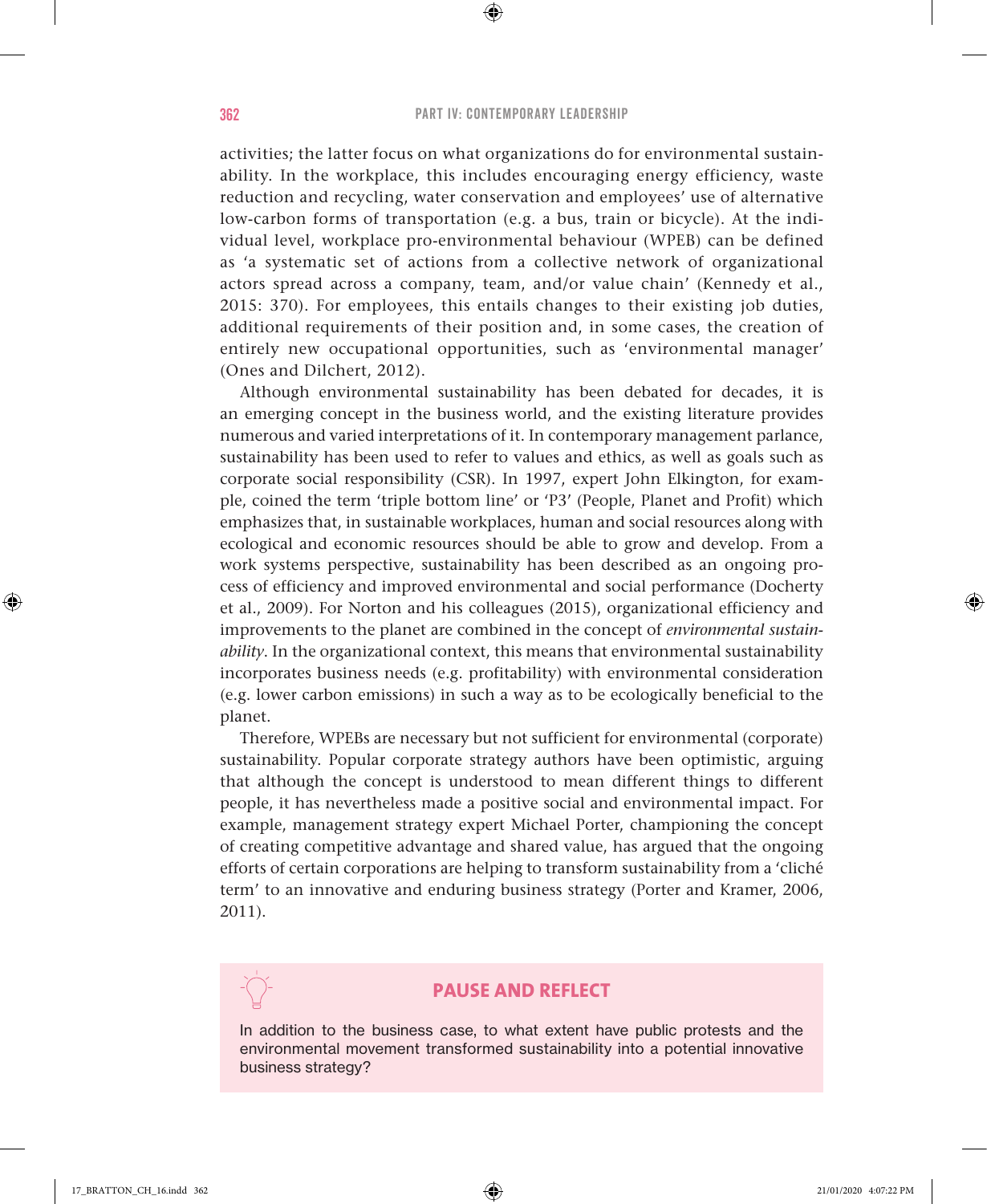activities; the latter focus on what organizations do for environmental sustainability. In the workplace, this includes encouraging energy efficiency, waste reduction and recycling, water conservation and employees' use of alternative low-carbon forms of transportation (e.g. a bus, train or bicycle). At the individual level, workplace pro-environmental behaviour (WPEB) can be defined as 'a systematic set of actions from a collective network of organizational actors spread across a company, team, and/or value chain' (Kennedy et al., 2015: 370). For employees, this entails changes to their existing job duties, additional requirements of their position and, in some cases, the creation of entirely new occupational opportunities, such as 'environmental manager' (Ones and Dilchert, 2012).

Although environmental sustainability has been debated for decades, it is an emerging concept in the business world, and the existing literature provides numerous and varied interpretations of it. In contemporary management parlance, sustainability has been used to refer to values and ethics, as well as goals such as corporate social responsibility (CSR). In 1997, expert John Elkington, for example, coined the term 'triple bottom line' or 'P3' (People, Planet and Profit) which emphasizes that, in sustainable workplaces, human and social resources along with ecological and economic resources should be able to grow and develop. From a work systems perspective, sustainability has been described as an ongoing process of efficiency and improved environmental and social performance (Docherty et al., 2009). For Norton and his colleagues (2015), organizational efficiency and improvements to the planet are combined in the concept of *environmental sustainability*. In the organizational context, this means that environmental sustainability incorporates business needs (e.g. profitability) with environmental consideration (e.g. lower carbon emissions) in such a way as to be ecologically beneficial to the planet.

Therefore, WPEBs are necessary but not sufficient for environmental (corporate) sustainability. Popular corporate strategy authors have been optimistic, arguing that although the concept is understood to mean different things to different people, it has nevertheless made a positive social and environmental impact. For example, management strategy expert Michael Porter, championing the concept of creating competitive advantage and shared value, has argued that the ongoing efforts of certain corporations are helping to transform sustainability from a 'cliché term' to an innovative and enduring business strategy (Porter and Kramer, 2006, 2011).

**PAUSE AND REFLECT**

In addition to the business case, to what extent have public protests and the environmental movement transformed sustainability into a potential innovative business strategy?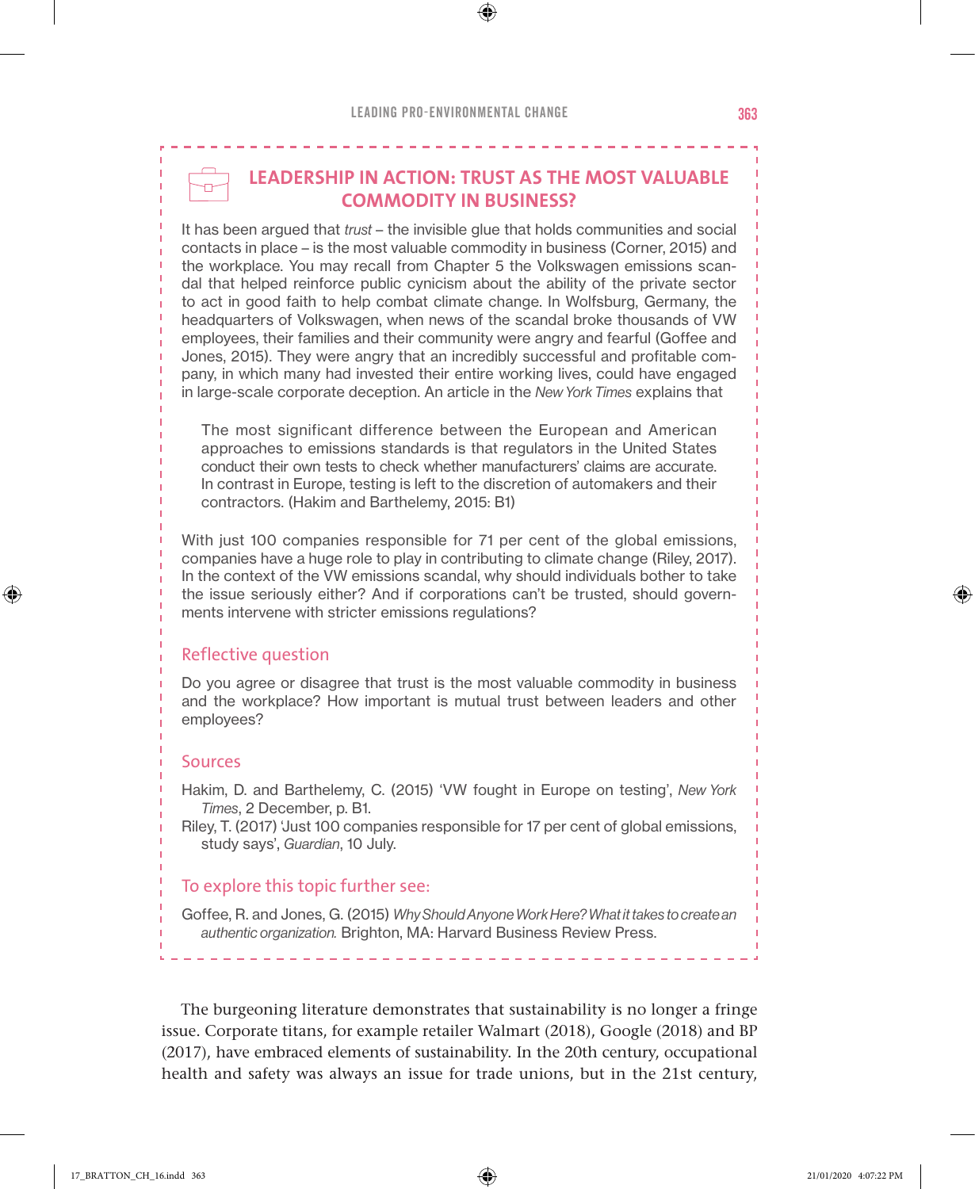## LEADERSHIP IN ACTION: TRUST AS THE MOST VALUABLE COMMODITY IN BUSINESS?

It has been argued that *trust* – the invisible glue that holds communities and social contacts in place – is the most valuable commodity in business (Corner, 2015) and the workplace. You may recall from Chapter 5 the Volkswagen emissions scandal that helped reinforce public cynicism about the ability of the private sector to act in good faith to help combat climate change. In Wolfsburg, Germany, the headquarters of Volkswagen, when news of the scandal broke thousands of VW employees, their families and their community were angry and fearful (Goffee and Jones, 2015). They were angry that an incredibly successful and profitable company, in which many had invested their entire working lives, could have engaged in large-scale corporate deception. An article in the *New York Times* explains that

> The most significant difference between the European and American approaches to emissions standards is that regulators in the United States conduct their own tests to check whether manufacturers' claims are accurate. In contrast in Europe, testing is left to the discretion of automakers and their contractors. (Hakim and Barthelemy, 2015: B1)

With just 100 companies responsible for 71 per cent of the global emissions, companies have a huge role to play in contributing to climate change (Riley, 2017). In the context of the VW emissions scandal, why should individuals bother to take the issue seriously either? And if corporations can't be trusted, should governments intervene with stricter emissions regulations?

### Reflective question

Do you agree or disagree that trust is the most valuable commodity in business and the workplace? How important is mutual trust between leaders and other employees?

### Sources

Hakim, D. and Barthelemy, C. (2015) 'VW fought in Europe on testing', *New York Times*, 2 December, p. B1.

Riley, T. (2017) 'Just 100 companies responsible for 17 per cent of global emissions, study says', *Guardian*, 10 July.

### To explore this topic further see:

Goffee, R. and Jones, G. (2015) *Why Should Anyone Work Here? What it takes to create an authentic organization.* Brighton, MA: Harvard Business Review Press.

The burgeoning literature demonstrates that sustainability is no longer a fringe issue. Corporate titans, for example retailer Walmart (2018), Google (2018) and BP (2017), have embraced elements of sustainability. In the 20th century, occupational health and safety was always an issue for trade unions, but in the 21st century,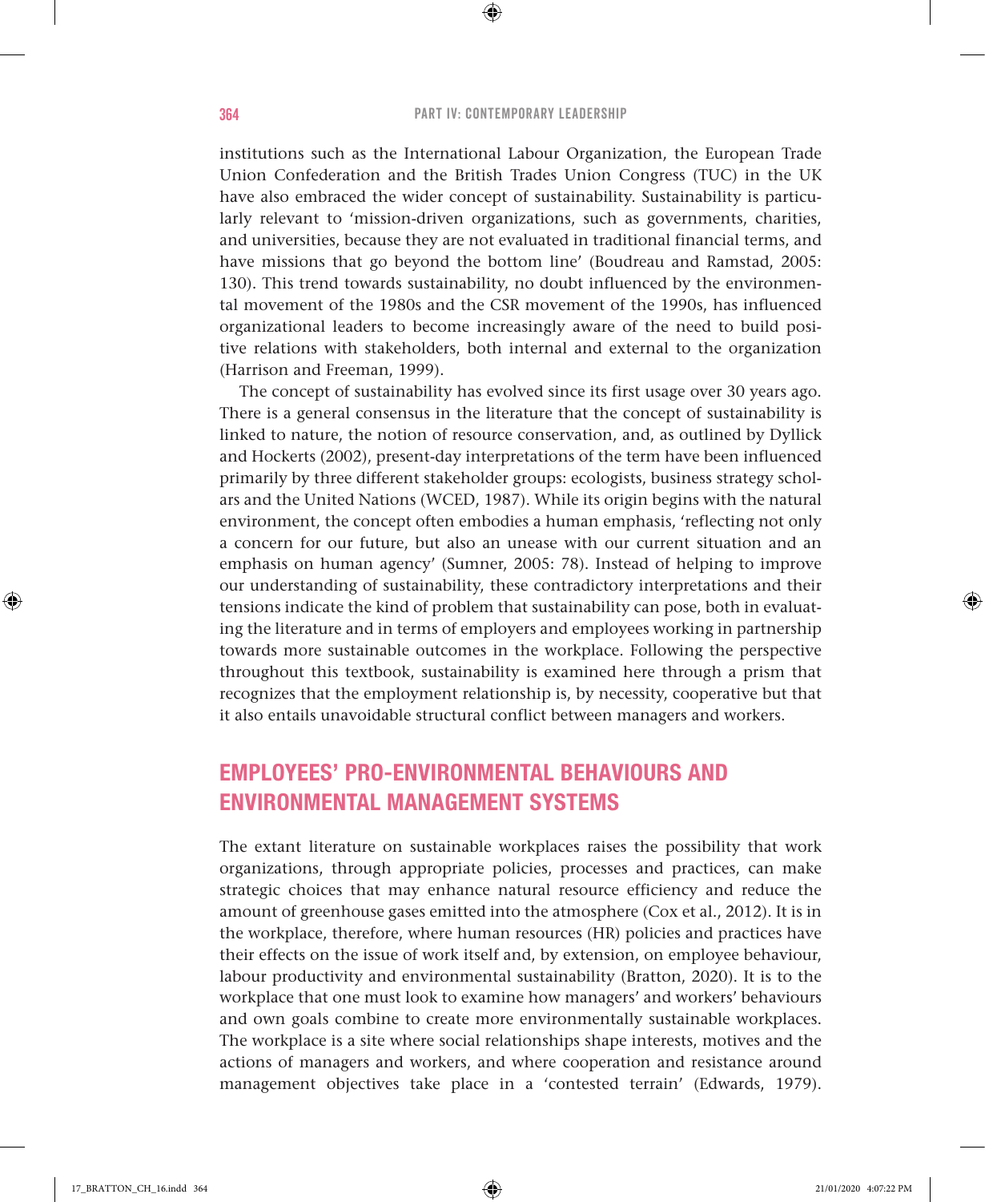institutions such as the International Labour Organization, the European Trade Union Confederation and the British Trades Union Congress (TUC) in the UK have also embraced the wider concept of sustainability. Sustainability is particularly relevant to 'mission-driven organizations, such as governments, charities, and universities, because they are not evaluated in traditional financial terms, and have missions that go beyond the bottom line' (Boudreau and Ramstad, 2005: 130). This trend towards sustainability, no doubt influenced by the environmental movement of the 1980s and the CSR movement of the 1990s, has influenced organizational leaders to become increasingly aware of the need to build positive relations with stakeholders, both internal and external to the organization (Harrison and Freeman, 1999).

The concept of sustainability has evolved since its first usage over 30 years ago. There is a general consensus in the literature that the concept of sustainability is linked to nature, the notion of resource conservation, and, as outlined by Dyllick and Hockerts (2002), present-day interpretations of the term have been influenced primarily by three different stakeholder groups: ecologists, business strategy scholars and the United Nations (WCED, 1987). While its origin begins with the natural environment, the concept often embodies a human emphasis, 'reflecting not only a concern for our future, but also an unease with our current situation and an emphasis on human agency' (Sumner, 2005: 78). Instead of helping to improve our understanding of sustainability, these contradictory interpretations and their tensions indicate the kind of problem that sustainability can pose, both in evaluating the literature and in terms of employers and employees working in partnership towards more sustainable outcomes in the workplace. Following the perspective throughout this textbook, sustainability is examined here through a prism that recognizes that the employment relationship is, by necessity, cooperative but that it also entails unavoidable structural conflict between managers and workers.

## EMPLOYEES' PRO-ENVIRONMENTAL BEHAVIOURS AND ENVIRONMENTAL MANAGEMENT SYSTEMS

The extant literature on sustainable workplaces raises the possibility that work organizations, through appropriate policies, processes and practices, can make strategic choices that may enhance natural resource efficiency and reduce the amount of greenhouse gases emitted into the atmosphere (Cox et al., 2012). It is in the workplace, therefore, where human resources (HR) policies and practices have their effects on the issue of work itself and, by extension, on employee behaviour, labour productivity and environmental sustainability (Bratton, 2020). It is to the workplace that one must look to examine how managers' and workers' behaviours and own goals combine to create more environmentally sustainable workplaces. The workplace is a site where social relationships shape interests, motives and the actions of managers and workers, and where cooperation and resistance around management objectives take place in a 'contested terrain' (Edwards, 1979).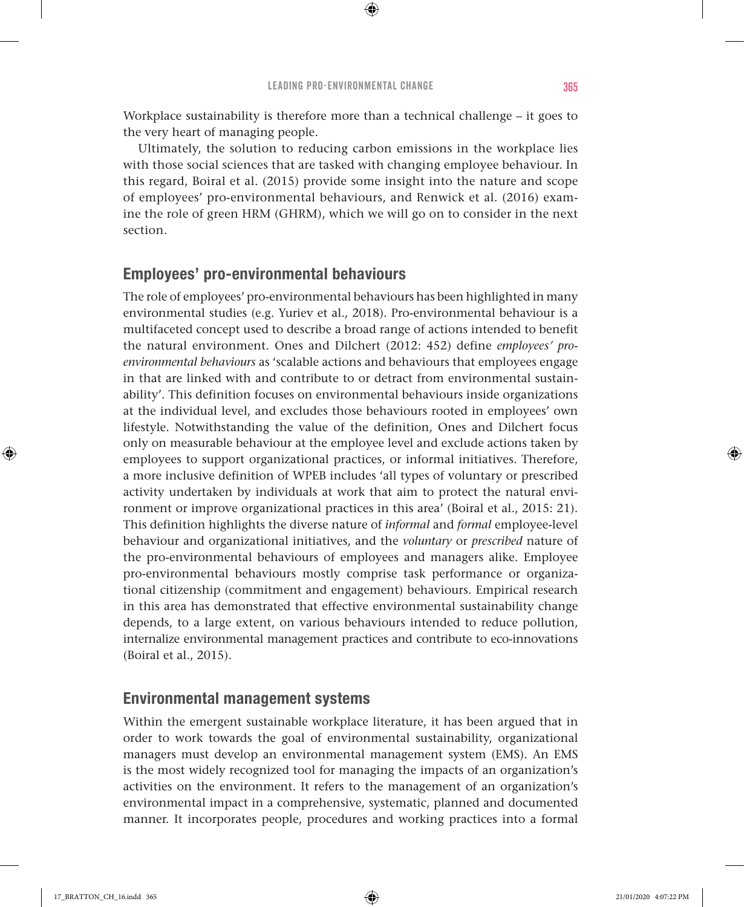Workplace sustainability is therefore more than a technical challenge – it goes to the very heart of managing people.

Ultimately, the solution to reducing carbon emissions in the workplace lies with those social sciences that are tasked with changing employee behaviour. In this regard, Boiral et al. (2015) provide some insight into the nature and scope of employees' pro-environmental behaviours, and Renwick et al. (2016) examine the role of green HRM (GHRM), which we will go on to consider in the next section.

## Employees' pro-environmental behaviours

The role of employees' pro-environmental behaviours has been highlighted in many environmental studies (e.g. Yuriev et al., 2018). Pro-environmental behaviour is a multifaceted concept used to describe a broad range of actions intended to benefit the natural environment. Ones and Dilchert (2012: 452) define *employees' pro-environmental behaviours* as 'scalable actions and behaviours that employees engage in that are linked with and contribute to or detract from environmental sustainability'. This definition focuses on environmental behaviours inside organizations at the individual level, and excludes those behaviours rooted in employees' own lifestyle. Notwithstanding the value of the definition, Ones and Dilchert focus only on measurable behaviour at the employee level and exclude actions taken by employees to support organizational practices, or informal initiatives. Therefore, a more inclusive definition of WPEB includes 'all types of voluntary or prescribed activity undertaken by individuals at work that aim to protect the natural environment or improve organizational practices in this area' (Boiral et al., 2015: 21). This definition highlights the diverse nature of *informal* and *formal* employee-level behaviour and organizational initiatives, and the *voluntary* or *prescribed* nature of the pro-environmental behaviours of employees and managers alike. Employee pro-environmental behaviours mostly comprise task performance or organizational citizenship (commitment and engagement) behaviours. Empirical research in this area has demonstrated that effective environmental sustainability change depends, to a large extent, on various behaviours intended to reduce pollution, internalize environmental management practices and contribute to eco-innovations (Boiral et al., 2015).

## Environmental management systems

Within the emergent sustainable workplace literature, it has been argued that in order to work towards the goal of environmental sustainability, organizational managers must develop an environmental management system (EMS). An EMS is the most widely recognized tool for managing the impacts of an organization's activities on the environment. It refers to the management of an organization's environmental impact in a comprehensive, systematic, planned and documented manner. It incorporates people, procedures and working practices into a formal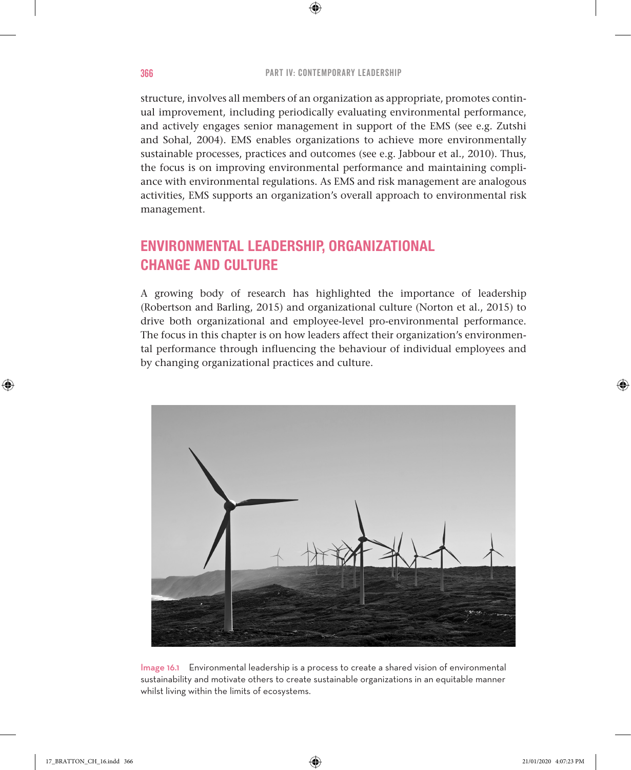structure, involves all members of an organization as appropriate, promotes continual improvement, including periodically evaluating environmental performance, and actively engages senior management in support of the EMS (see e.g. Zutshi and Sohal, 2004). EMS enables organizations to achieve more environmentally sustainable processes, practices and outcomes (see e.g. Jabbour et al., 2010). Thus, the focus is on improving environmental performance and maintaining compliance with environmental regulations. As EMS and risk management are analogous activities, EMS supports an organization's overall approach to environmental risk management.

## ENVIRONMENTAL LEADERSHIP, ORGANIZATIONAL CHANGE AND CULTURE

A growing body of research has highlighted the importance of leadership (Robertson and Barling, 2015) and organizational culture (Norton et al., 2015) to drive both organizational and employee-level pro-environmental performance. The focus in this chapter is on how leaders affect their organization's environmental performance through influencing the behaviour of individual employees and by changing organizational practices and culture.

Image 16.1 Environmental leadership is a process to create a shared vision of environmental sustainability and motivate others to create sustainable organizations in an equitable manner whilst living within the limits of ecosystems.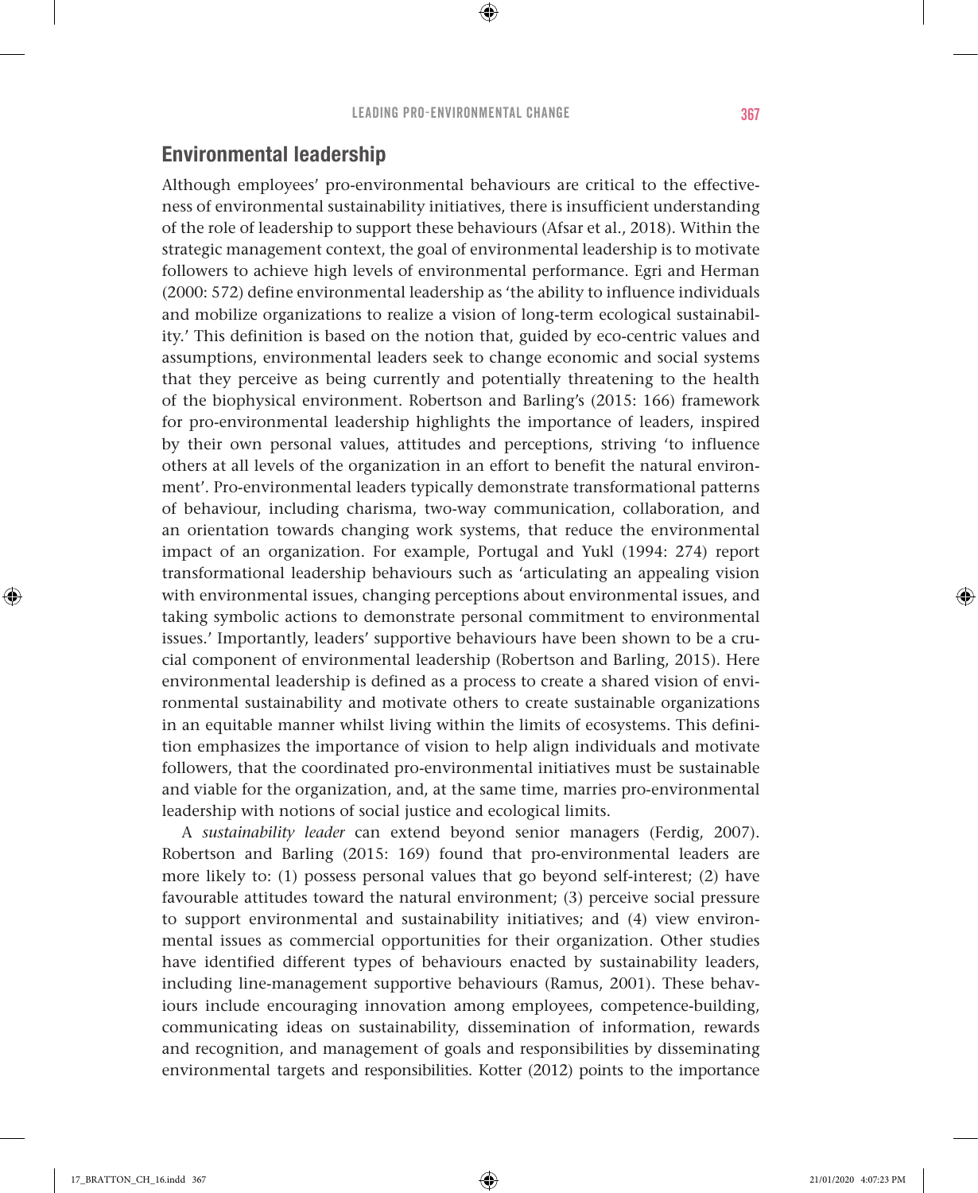## Environmental leadership

Although employees' pro-environmental behaviours are critical to the effectiveness of environmental sustainability initiatives, there is insufficient understanding of the role of leadership to support these behaviours (Afsar et al., 2018). Within the strategic management context, the goal of environmental leadership is to motivate followers to achieve high levels of environmental performance. Egri and Herman (2000: 572) define environmental leadership as 'the ability to influence individuals and mobilize organizations to realize a vision of long-term ecological sustainability.' This definition is based on the notion that, guided by eco-centric values and assumptions, environmental leaders seek to change economic and social systems that they perceive as being currently and potentially threatening to the health of the biophysical environment. Robertson and Barling's (2015: 166) framework for pro-environmental leadership highlights the importance of leaders, inspired by their own personal values, attitudes and perceptions, striving 'to influence others at all levels of the organization in an effort to benefit the natural environment'. Pro-environmental leaders typically demonstrate transformational patterns of behaviour, including charisma, two-way communication, collaboration, and an orientation towards changing work systems, that reduce the environmental impact of an organization. For example, Portugal and Yukl (1994: 274) report transformational leadership behaviours such as 'articulating an appealing vision with environmental issues, changing perceptions about environmental issues, and taking symbolic actions to demonstrate personal commitment to environmental issues.' Importantly, leaders' supportive behaviours have been shown to be a crucial component of environmental leadership (Robertson and Barling, 2015). Here environmental leadership is defined as a process to create a shared vision of environmental sustainability and motivate others to create sustainable organizations in an equitable manner whilst living within the limits of ecosystems. This definition emphasizes the importance of vision to help align individuals and motivate followers, that the coordinated pro-environmental initiatives must be sustainable and viable for the organization, and, at the same time, marries pro-environmental leadership with notions of social justice and ecological limits.

A *sustainability leader* can extend beyond senior managers (Ferdig, 2007). Robertson and Barling (2015: 169) found that pro-environmental leaders are more likely to: (1) possess personal values that go beyond self-interest; (2) have favourable attitudes toward the natural environment; (3) perceive social pressure to support environmental and sustainability initiatives; and (4) view environmental issues as commercial opportunities for their organization. Other studies have identified different types of behaviours enacted by sustainability leaders, including line-management supportive behaviours (Ramus, 2001). These behaviours include encouraging innovation among employees, competence-building, communicating ideas on sustainability, dissemination of information, rewards and recognition, and management of goals and responsibilities by disseminating environmental targets and responsibilities. Kotter (2012) points to the importance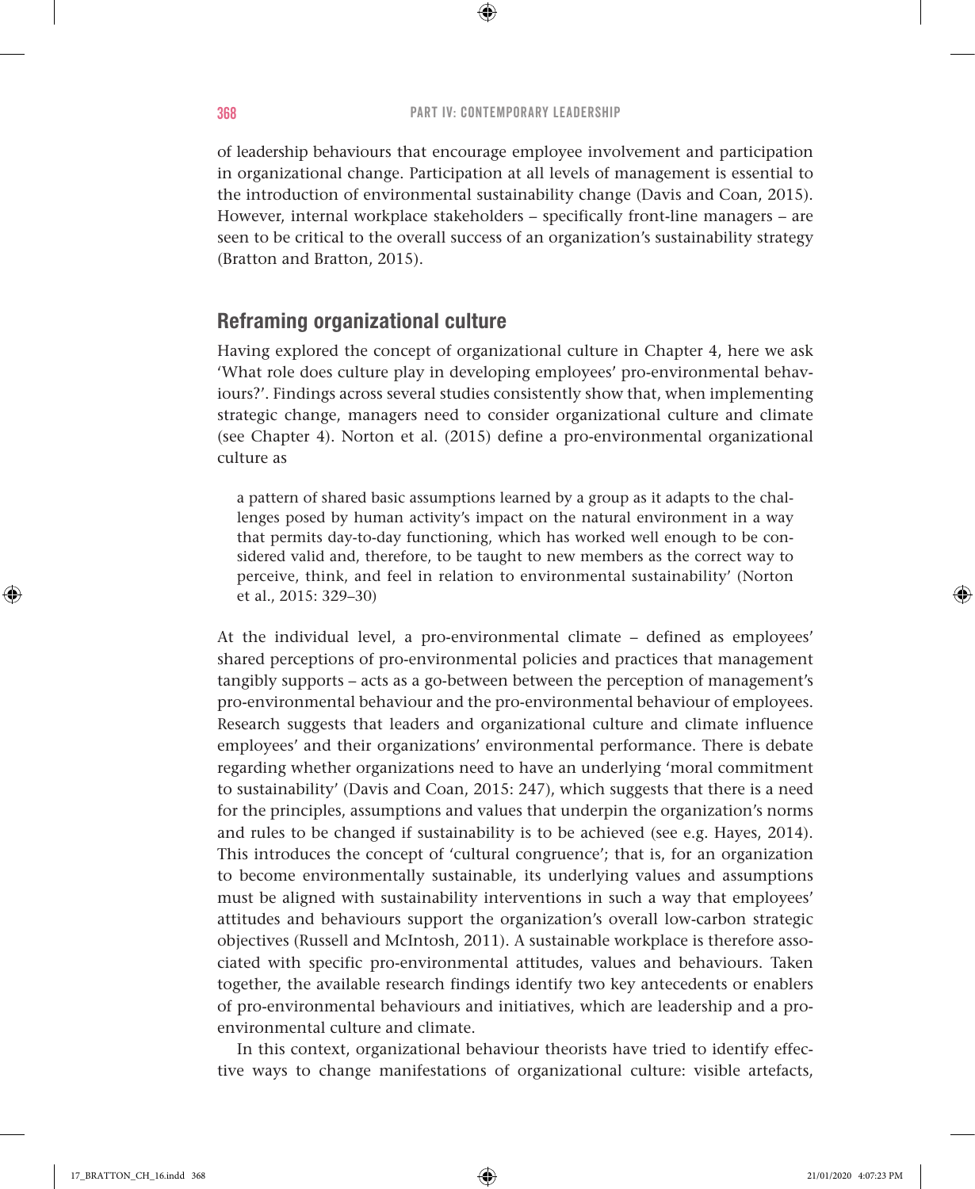of leadership behaviours that encourage employee involvement and participation in organizational change. Participation at all levels of management is essential to the introduction of environmental sustainability change (Davis and Coan, 2015). However, internal workplace stakeholders – specifically front-line managers – are seen to be critical to the overall success of an organization's sustainability strategy (Bratton and Bratton, 2015).

## Reframing organizational culture

Having explored the concept of organizational culture in Chapter 4, here we ask 'What role does culture play in developing employees' pro-environmental behaviours?'. Findings across several studies consistently show that, when implementing strategic change, managers need to consider organizational culture and climate (see Chapter 4). Norton et al. (2015) define a pro-environmental organizational culture as

> a pattern of shared basic assumptions learned by a group as it adapts to the challenges posed by human activity's impact on the natural environment in a way that permits day-to-day functioning, which has worked well enough to be considered valid and, therefore, to be taught to new members as the correct way to perceive, think, and feel in relation to environmental sustainability' (Norton et al., 2015: 329–30)

At the individual level, a pro-environmental climate – defined as employees' shared perceptions of pro-environmental policies and practices that management tangibly supports – acts as a go-between between the perception of management's pro-environmental behaviour and the pro-environmental behaviour of employees. Research suggests that leaders and organizational culture and climate influence employees' and their organizations' environmental performance. There is debate regarding whether organizations need to have an underlying 'moral commitment to sustainability' (Davis and Coan, 2015: 247), which suggests that there is a need for the principles, assumptions and values that underpin the organization's norms and rules to be changed if sustainability is to be achieved (see e.g. Hayes, 2014). This introduces the concept of 'cultural congruence'; that is, for an organization to become environmentally sustainable, its underlying values and assumptions must be aligned with sustainability interventions in such a way that employees' attitudes and behaviours support the organization's overall low-carbon strategic objectives (Russell and McIntosh, 2011). A sustainable workplace is therefore associated with specific pro-environmental attitudes, values and behaviours. Taken together, the available research findings identify two key antecedents or enablers of pro-environmental behaviours and initiatives, which are leadership and a pro-environmental culture and climate.

In this context, organizational behaviour theorists have tried to identify effective ways to change manifestations of organizational culture: visible artefacts,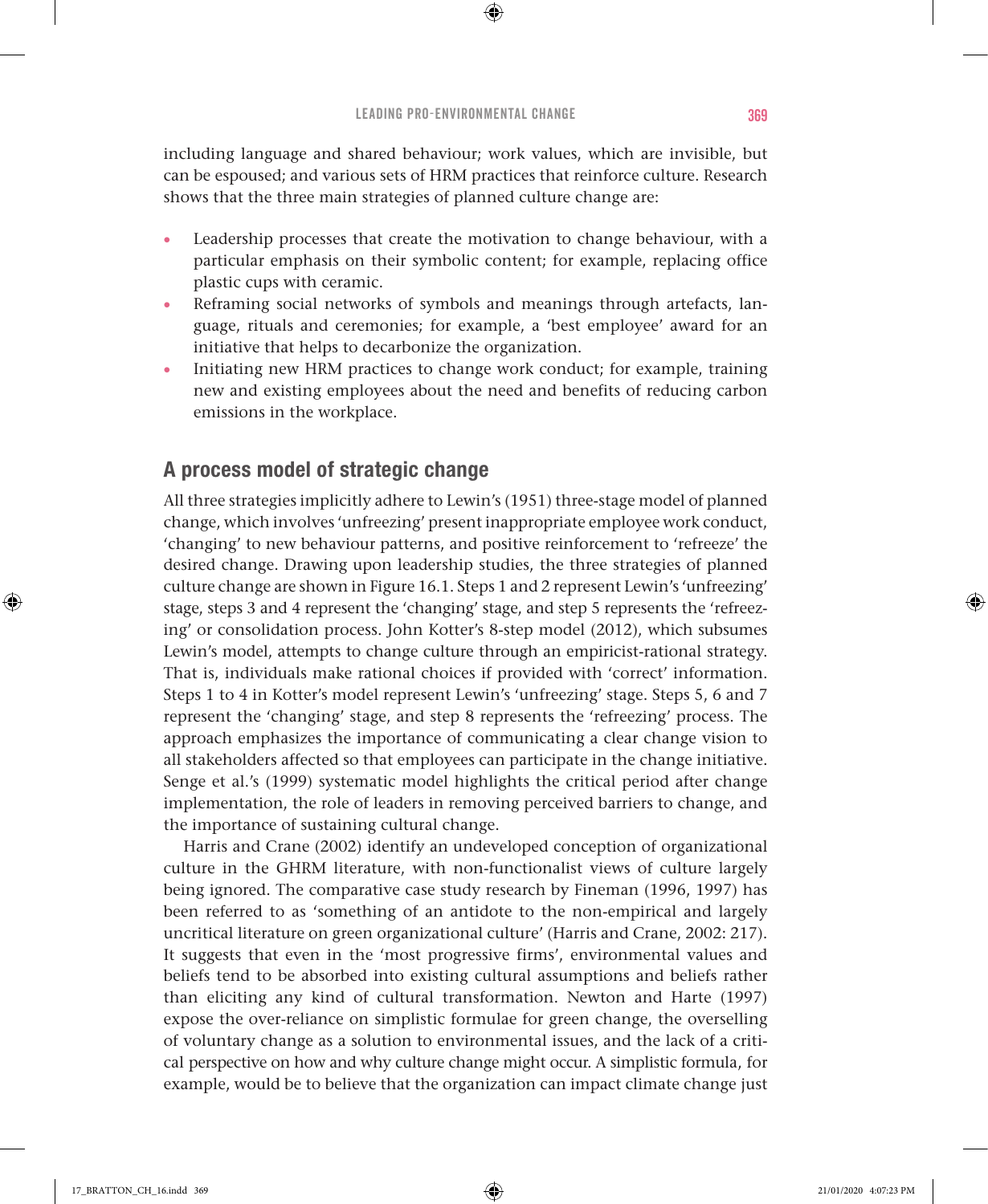including language and shared behaviour; work values, which are invisible, but can be espoused; and various sets of HRM practices that reinforce culture. Research shows that the three main strategies of planned culture change are:

- Leadership processes that create the motivation to change behaviour, with a particular emphasis on their symbolic content; for example, replacing office plastic cups with ceramic.
- Reframing social networks of symbols and meanings through artefacts, language, rituals and ceremonies; for example, a 'best employee' award for an initiative that helps to decarbonize the organization.
- Initiating new HRM practices to change work conduct; for example, training new and existing employees about the need and benefits of reducing carbon emissions in the workplace.

## A process model of strategic change

All three strategies implicitly adhere to Lewin's (1951) three-stage model of planned change, which involves 'unfreezing' present inappropriate employee work conduct, 'changing' to new behaviour patterns, and positive reinforcement to 'refreeze' the desired change. Drawing upon leadership studies, the three strategies of planned culture change are shown in Figure 16.1. Steps 1 and 2 represent Lewin's 'unfreezing' stage, steps 3 and 4 represent the 'changing' stage, and step 5 represents the 'refreezing' or consolidation process. John Kotter's 8-step model (2012), which subsumes Lewin's model, attempts to change culture through an empiricist-rational strategy. That is, individuals make rational choices if provided with 'correct' information. Steps 1 to 4 in Kotter's model represent Lewin's 'unfreezing' stage. Steps 5, 6 and 7 represent the 'changing' stage, and step 8 represents the 'refreezing' process. The approach emphasizes the importance of communicating a clear change vision to all stakeholders affected so that employees can participate in the change initiative. Senge et al.'s (1999) systematic model highlights the critical period after change implementation, the role of leaders in removing perceived barriers to change, and the importance of sustaining cultural change.

Harris and Crane (2002) identify an undeveloped conception of organizational culture in the GHRM literature, with non-functionalist views of culture largely being ignored. The comparative case study research by Fineman (1996, 1997) has been referred to as 'something of an antidote to the non-empirical and largely uncritical literature on green organizational culture' (Harris and Crane, 2002: 217). It suggests that even in the 'most progressive firms', environmental values and beliefs tend to be absorbed into existing cultural assumptions and beliefs rather than eliciting any kind of cultural transformation. Newton and Harte (1997) expose the over-reliance on simplistic formulae for green change, the overselling of voluntary change as a solution to environmental issues, and the lack of a critical perspective on how and why culture change might occur. A simplistic formula, for example, would be to believe that the organization can impact climate change just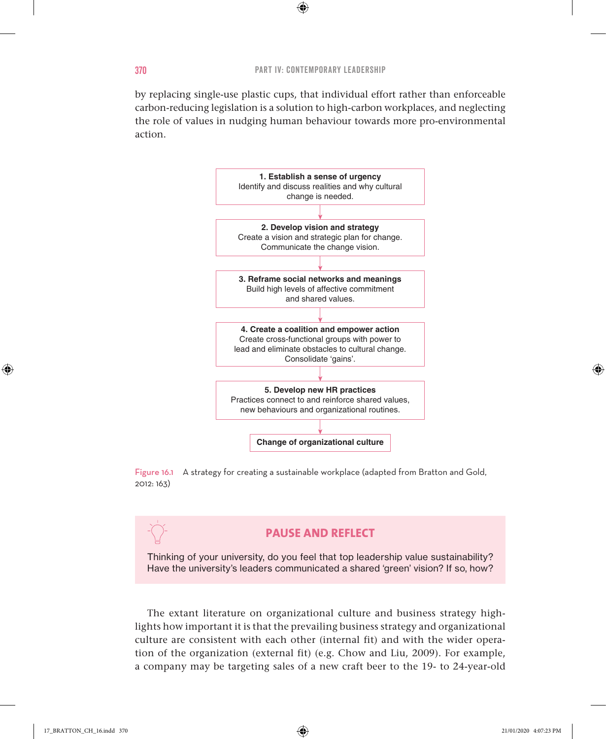by replacing single-use plastic cups, that individual effort rather than enforceable carbon-reducing legislation is a solution to high-carbon workplaces, and neglecting the role of values in nudging human behaviour towards more pro-environmental action.

**1. Establish a sense of urgency**
Identify and discuss realities and why cultural change is needed.

↓

**2. Develop vision and strategy**
Create a vision and strategic plan for change. Communicate the change vision.

↓

**3. Reframe social networks and meanings**
Build high levels of affective commitment and shared values.

↓

**4. Create a coalition and empower action**
Create cross-functional groups with power to lead and eliminate obstacles to cultural change. Consolidate 'gains'.

↓

**5. Develop new HR practices**
Practices connect to and reinforce shared values, new behaviours and organizational routines.

↓

**Change of organizational culture**

Figure 16.1 A strategy for creating a sustainable workplace (adapted from Bratton and Gold, 2012: 163)

## PAUSE AND REFLECT

Thinking of your university, do you feel that top leadership value sustainability? Have the university's leaders communicated a shared 'green' vision? If so, how?

The extant literature on organizational culture and business strategy highlights how important it is that the prevailing business strategy and organizational culture are consistent with each other (internal fit) and with the wider operation of the organization (external fit) (e.g. Chow and Liu, 2009). For example, a company may be targeting sales of a new craft beer to the 19- to 24-year-old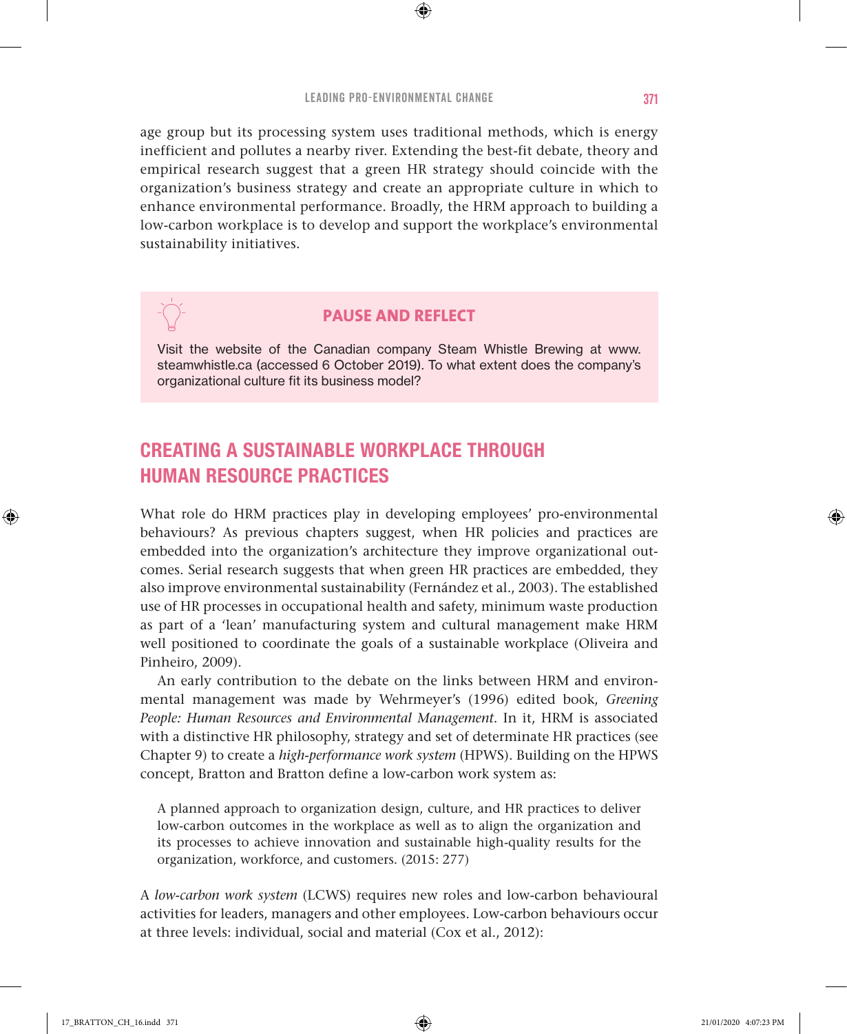age group but its processing system uses traditional methods, which is energy inefficient and pollutes a nearby river. Extending the best-fit debate, theory and empirical research suggest that a green HR strategy should coincide with the organization's business strategy and create an appropriate culture in which to enhance environmental performance. Broadly, the HRM approach to building a low-carbon workplace is to develop and support the workplace's environmental sustainability initiatives.

> **PAUSE AND REFLECT**
>
> Visit the website of the Canadian company Steam Whistle Brewing at www.steamwhistle.ca (accessed 6 October 2019). To what extent does the company's organizational culture fit its business model?

## CREATING A SUSTAINABLE WORKPLACE THROUGH HUMAN RESOURCE PRACTICES

What role do HRM practices play in developing employees' pro-environmental behaviours? As previous chapters suggest, when HR policies and practices are embedded into the organization's architecture they improve organizational outcomes. Serial research suggests that when green HR practices are embedded, they also improve environmental sustainability (Fernández et al., 2003). The established use of HR processes in occupational health and safety, minimum waste production as part of a 'lean' manufacturing system and cultural management make HRM well positioned to coordinate the goals of a sustainable workplace (Oliveira and Pinheiro, 2009).

An early contribution to the debate on the links between HRM and environmental management was made by Wehrmeyer's (1996) edited book, *Greening People: Human Resources and Environmental Management*. In it, HRM is associated with a distinctive HR philosophy, strategy and set of determinate HR practices (see Chapter 9) to create a *high-performance work system* (HPWS). Building on the HPWS concept, Bratton and Bratton define a low-carbon work system as:

> A planned approach to organization design, culture, and HR practices to deliver low-carbon outcomes in the workplace as well as to align the organization and its processes to achieve innovation and sustainable high-quality results for the organization, workforce, and customers. (2015: 277)

A *low-carbon work system* (LCWS) requires new roles and low-carbon behavioural activities for leaders, managers and other employees. Low-carbon behaviours occur at three levels: individual, social and material (Cox et al., 2012):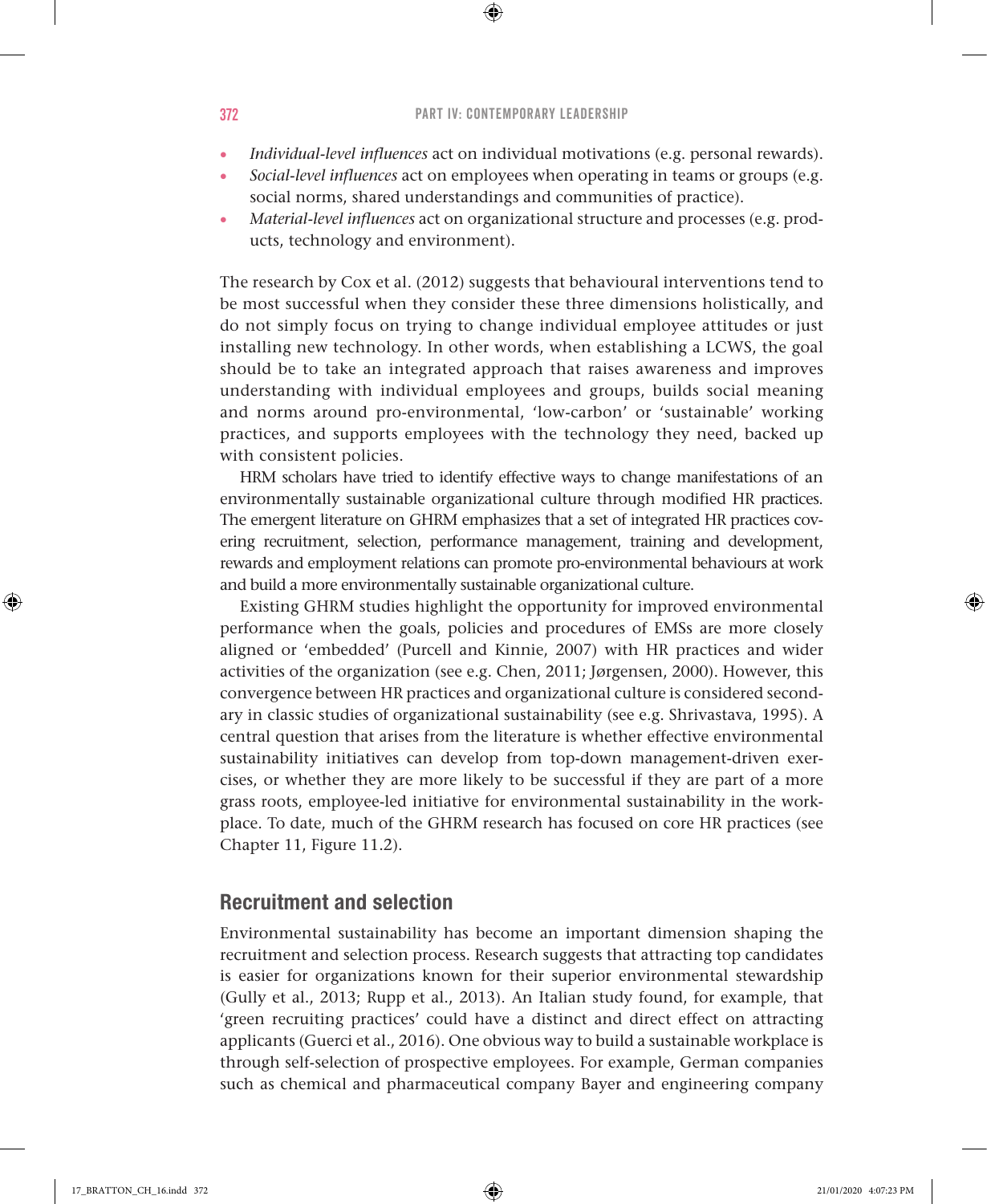- *Individual-level influences* act on individual motivations (e.g. personal rewards).
- *Social-level influences* act on employees when operating in teams or groups (e.g. social norms, shared understandings and communities of practice).
- *Material-level influences* act on organizational structure and processes (e.g. products, technology and environment).

The research by Cox et al. (2012) suggests that behavioural interventions tend to be most successful when they consider these three dimensions holistically, and do not simply focus on trying to change individual employee attitudes or just installing new technology. In other words, when establishing a LCWS, the goal should be to take an integrated approach that raises awareness and improves understanding with individual employees and groups, builds social meaning and norms around pro-environmental, 'low-carbon' or 'sustainable' working practices, and supports employees with the technology they need, backed up with consistent policies.

HRM scholars have tried to identify effective ways to change manifestations of an environmentally sustainable organizational culture through modified HR practices. The emergent literature on GHRM emphasizes that a set of integrated HR practices covering recruitment, selection, performance management, training and development, rewards and employment relations can promote pro-environmental behaviours at work and build a more environmentally sustainable organizational culture.

Existing GHRM studies highlight the opportunity for improved environmental performance when the goals, policies and procedures of EMSs are more closely aligned or 'embedded' (Purcell and Kinnie, 2007) with HR practices and wider activities of the organization (see e.g. Chen, 2011; Jørgensen, 2000). However, this convergence between HR practices and organizational culture is considered secondary in classic studies of organizational sustainability (see e.g. Shrivastava, 1995). A central question that arises from the literature is whether effective environmental sustainability initiatives can develop from top-down management-driven exercises, or whether they are more likely to be successful if they are part of a more grass roots, employee-led initiative for environmental sustainability in the workplace. To date, much of the GHRM research has focused on core HR practices (see Chapter 11, Figure 11.2).

## Recruitment and selection

Environmental sustainability has become an important dimension shaping the recruitment and selection process. Research suggests that attracting top candidates is easier for organizations known for their superior environmental stewardship (Gully et al., 2013; Rupp et al., 2013). An Italian study found, for example, that 'green recruiting practices' could have a distinct and direct effect on attracting applicants (Guerci et al., 2016). One obvious way to build a sustainable workplace is through self-selection of prospective employees. For example, German companies such as chemical and pharmaceutical company Bayer and engineering company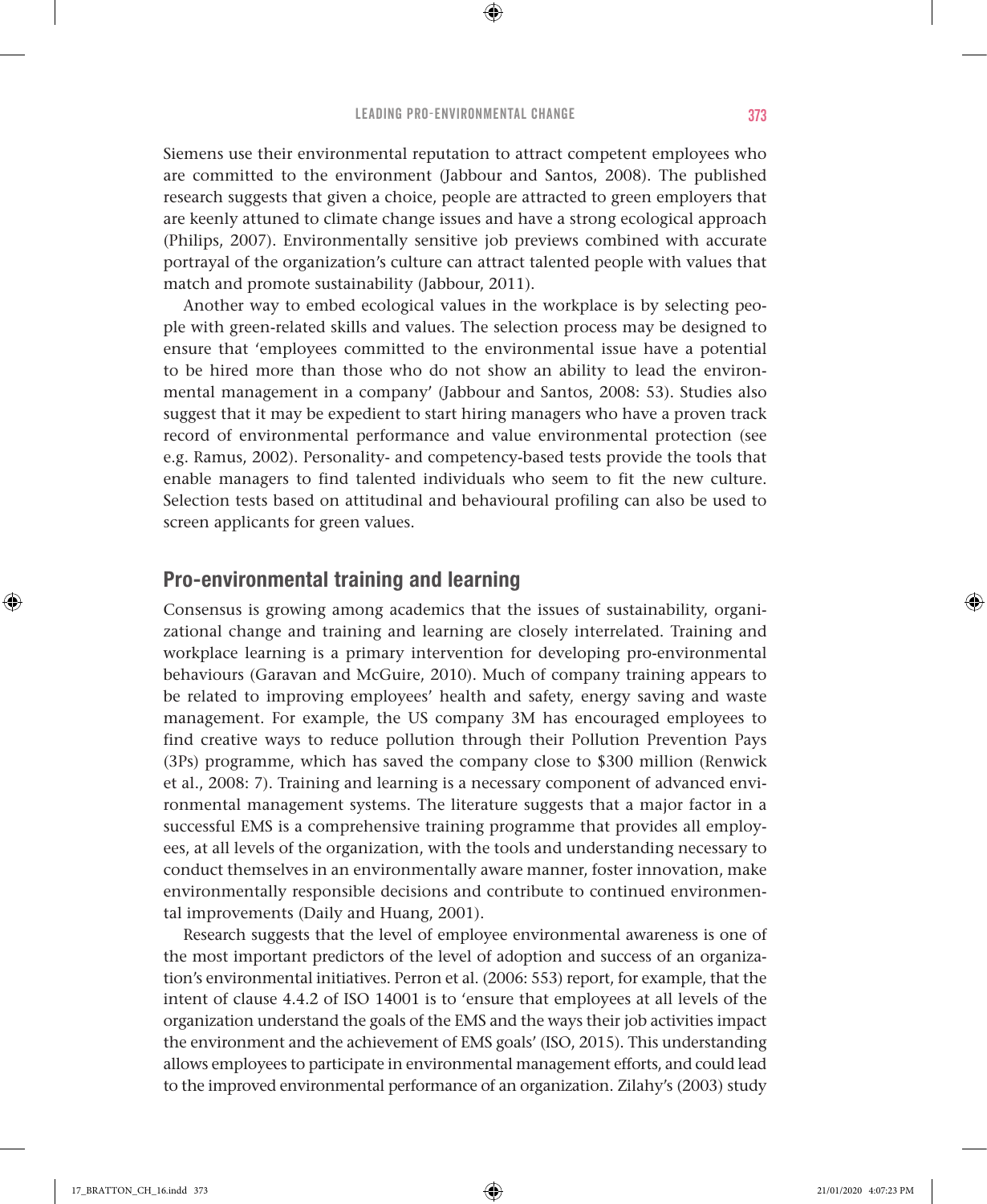Siemens use their environmental reputation to attract competent employees who are committed to the environment (Jabbour and Santos, 2008). The published research suggests that given a choice, people are attracted to green employers that are keenly attuned to climate change issues and have a strong ecological approach (Philips, 2007). Environmentally sensitive job previews combined with accurate portrayal of the organization's culture can attract talented people with values that match and promote sustainability (Jabbour, 2011).

Another way to embed ecological values in the workplace is by selecting people with green-related skills and values. The selection process may be designed to ensure that 'employees committed to the environmental issue have a potential to be hired more than those who do not show an ability to lead the environmental management in a company' (Jabbour and Santos, 2008: 53). Studies also suggest that it may be expedient to start hiring managers who have a proven track record of environmental performance and value environmental protection (see e.g. Ramus, 2002). Personality- and competency-based tests provide the tools that enable managers to find talented individuals who seem to fit the new culture. Selection tests based on attitudinal and behavioural profiling can also be used to screen applicants for green values.

## Pro-environmental training and learning

Consensus is growing among academics that the issues of sustainability, organizational change and training and learning are closely interrelated. Training and workplace learning is a primary intervention for developing pro-environmental behaviours (Garavan and McGuire, 2010). Much of company training appears to be related to improving employees' health and safety, energy saving and waste management. For example, the US company 3M has encouraged employees to find creative ways to reduce pollution through their Pollution Prevention Pays (3Ps) programme, which has saved the company close to $300 million (Renwick et al., 2008: 7). Training and learning is a necessary component of advanced environmental management systems. The literature suggests that a major factor in a successful EMS is a comprehensive training programme that provides all employees, at all levels of the organization, with the tools and understanding necessary to conduct themselves in an environmentally aware manner, foster innovation, make environmentally responsible decisions and contribute to continued environmental improvements (Daily and Huang, 2001).

Research suggests that the level of employee environmental awareness is one of the most important predictors of the level of adoption and success of an organization's environmental initiatives. Perron et al. (2006: 553) report, for example, that the intent of clause 4.4.2 of ISO 14001 is to 'ensure that employees at all levels of the organization understand the goals of the EMS and the ways their job activities impact the environment and the achievement of EMS goals' (ISO, 2015). This understanding allows employees to participate in environmental management efforts, and could lead to the improved environmental performance of an organization. Zilahy's (2003) study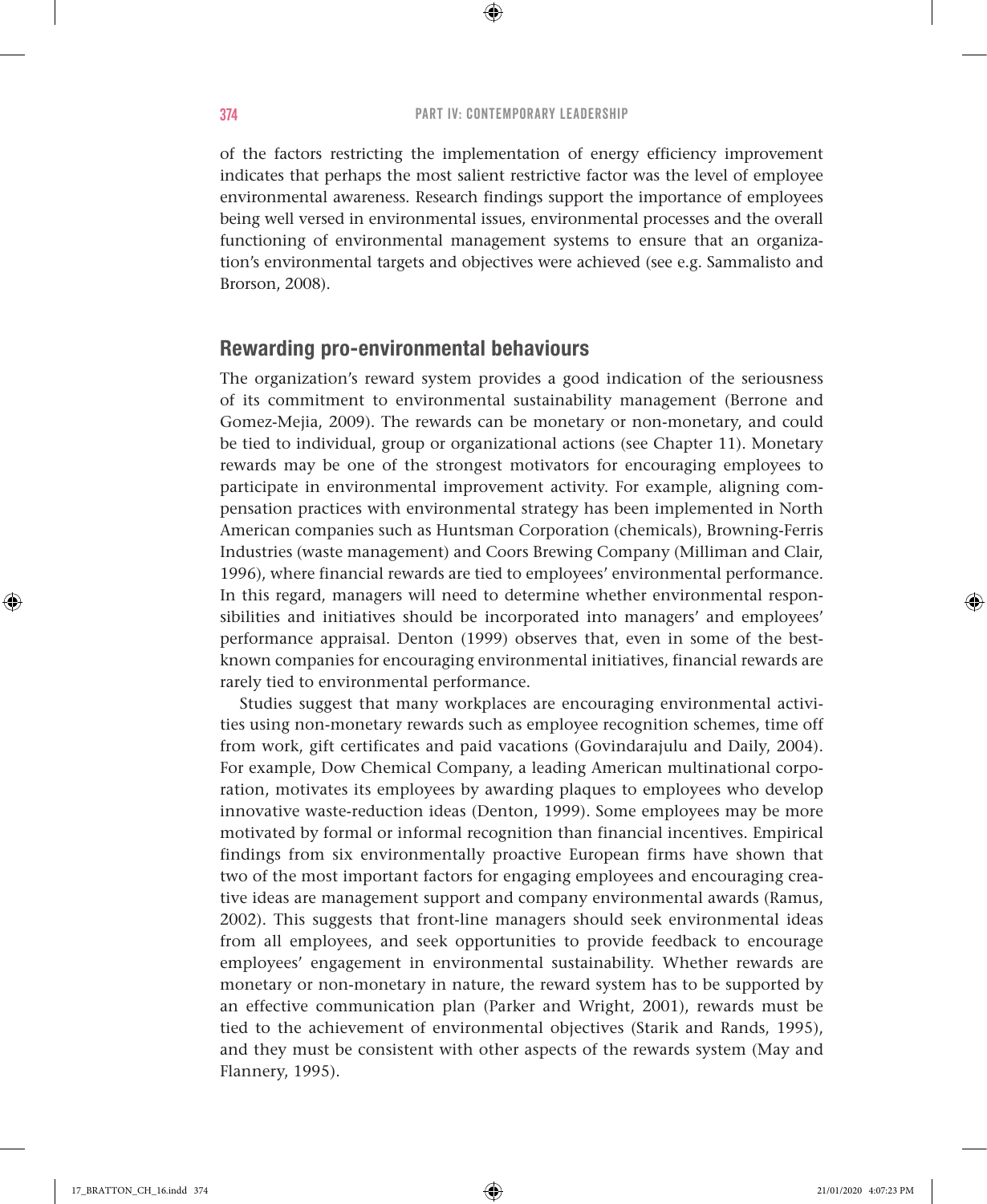of the factors restricting the implementation of energy efficiency improvement indicates that perhaps the most salient restrictive factor was the level of employee environmental awareness. Research findings support the importance of employees being well versed in environmental issues, environmental processes and the overall functioning of environmental management systems to ensure that an organization's environmental targets and objectives were achieved (see e.g. Sammalisto and Brorson, 2008).

## Rewarding pro-environmental behaviours

The organization's reward system provides a good indication of the seriousness of its commitment to environmental sustainability management (Berrone and Gomez-Mejia, 2009). The rewards can be monetary or non-monetary, and could be tied to individual, group or organizational actions (see Chapter 11). Monetary rewards may be one of the strongest motivators for encouraging employees to participate in environmental improvement activity. For example, aligning compensation practices with environmental strategy has been implemented in North American companies such as Huntsman Corporation (chemicals), Browning-Ferris Industries (waste management) and Coors Brewing Company (Milliman and Clair, 1996), where financial rewards are tied to employees' environmental performance. In this regard, managers will need to determine whether environmental responsibilities and initiatives should be incorporated into managers' and employees' performance appraisal. Denton (1999) observes that, even in some of the best-known companies for encouraging environmental initiatives, financial rewards are rarely tied to environmental performance.

Studies suggest that many workplaces are encouraging environmental activities using non-monetary rewards such as employee recognition schemes, time off from work, gift certificates and paid vacations (Govindarajulu and Daily, 2004). For example, Dow Chemical Company, a leading American multinational corporation, motivates its employees by awarding plaques to employees who develop innovative waste-reduction ideas (Denton, 1999). Some employees may be more motivated by formal or informal recognition than financial incentives. Empirical findings from six environmentally proactive European firms have shown that two of the most important factors for engaging employees and encouraging creative ideas are management support and company environmental awards (Ramus, 2002). This suggests that front-line managers should seek environmental ideas from all employees, and seek opportunities to provide feedback to encourage employees' engagement in environmental sustainability. Whether rewards are monetary or non-monetary in nature, the reward system has to be supported by an effective communication plan (Parker and Wright, 2001), rewards must be tied to the achievement of environmental objectives (Starik and Rands, 1995), and they must be consistent with other aspects of the rewards system (May and Flannery, 1995).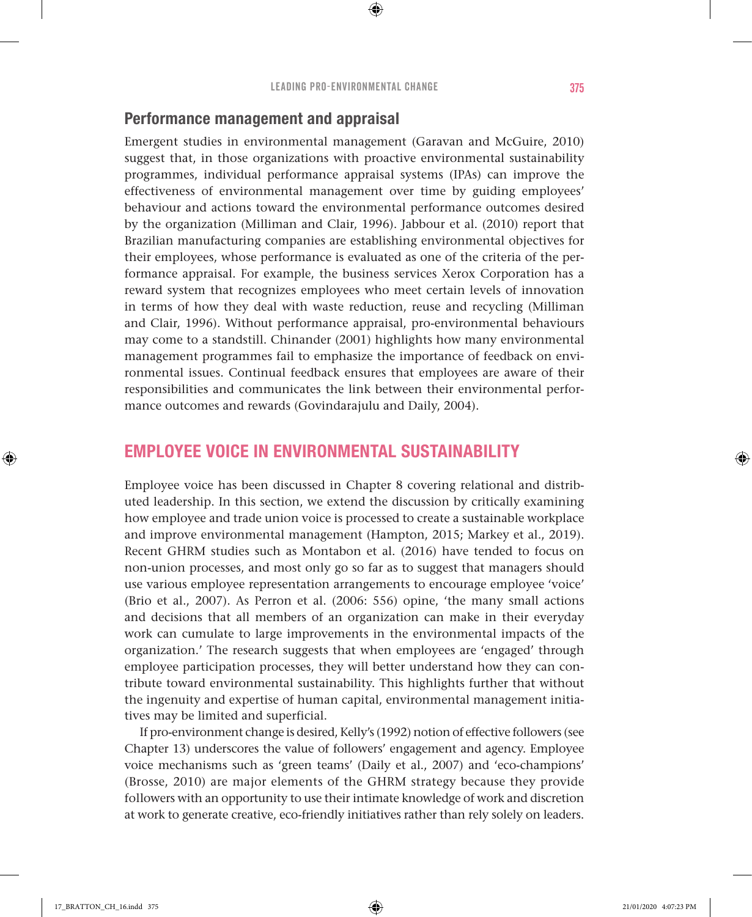### Performance management and appraisal

Emergent studies in environmental management (Garavan and McGuire, 2010) suggest that, in those organizations with proactive environmental sustainability programmes, individual performance appraisal systems (IPAs) can improve the effectiveness of environmental management over time by guiding employees' behaviour and actions toward the environmental performance outcomes desired by the organization (Milliman and Clair, 1996). Jabbour et al. (2010) report that Brazilian manufacturing companies are establishing environmental objectives for their employees, whose performance is evaluated as one of the criteria of the performance appraisal. For example, the business services Xerox Corporation has a reward system that recognizes employees who meet certain levels of innovation in terms of how they deal with waste reduction, reuse and recycling (Milliman and Clair, 1996). Without performance appraisal, pro-environmental behaviours may come to a standstill. Chinander (2001) highlights how many environmental management programmes fail to emphasize the importance of feedback on environmental issues. Continual feedback ensures that employees are aware of their responsibilities and communicates the link between their environmental performance outcomes and rewards (Govindarajulu and Daily, 2004).

## EMPLOYEE VOICE IN ENVIRONMENTAL SUSTAINABILITY

Employee voice has been discussed in Chapter 8 covering relational and distributed leadership. In this section, we extend the discussion by critically examining how employee and trade union voice is processed to create a sustainable workplace and improve environmental management (Hampton, 2015; Markey et al., 2019). Recent GHRM studies such as Montabon et al. (2016) have tended to focus on non-union processes, and most only go so far as to suggest that managers should use various employee representation arrangements to encourage employee 'voice' (Brio et al., 2007). As Perron et al. (2006: 556) opine, 'the many small actions and decisions that all members of an organization can make in their everyday work can cumulate to large improvements in the environmental impacts of the organization.' The research suggests that when employees are 'engaged' through employee participation processes, they will better understand how they can contribute toward environmental sustainability. This highlights further that without the ingenuity and expertise of human capital, environmental management initiatives may be limited and superficial.

If pro-environment change is desired, Kelly's (1992) notion of effective followers (see Chapter 13) underscores the value of followers' engagement and agency. Employee voice mechanisms such as 'green teams' (Daily et al., 2007) and 'eco-champions' (Brosse, 2010) are major elements of the GHRM strategy because they provide followers with an opportunity to use their intimate knowledge of work and discretion at work to generate creative, eco-friendly initiatives rather than rely solely on leaders.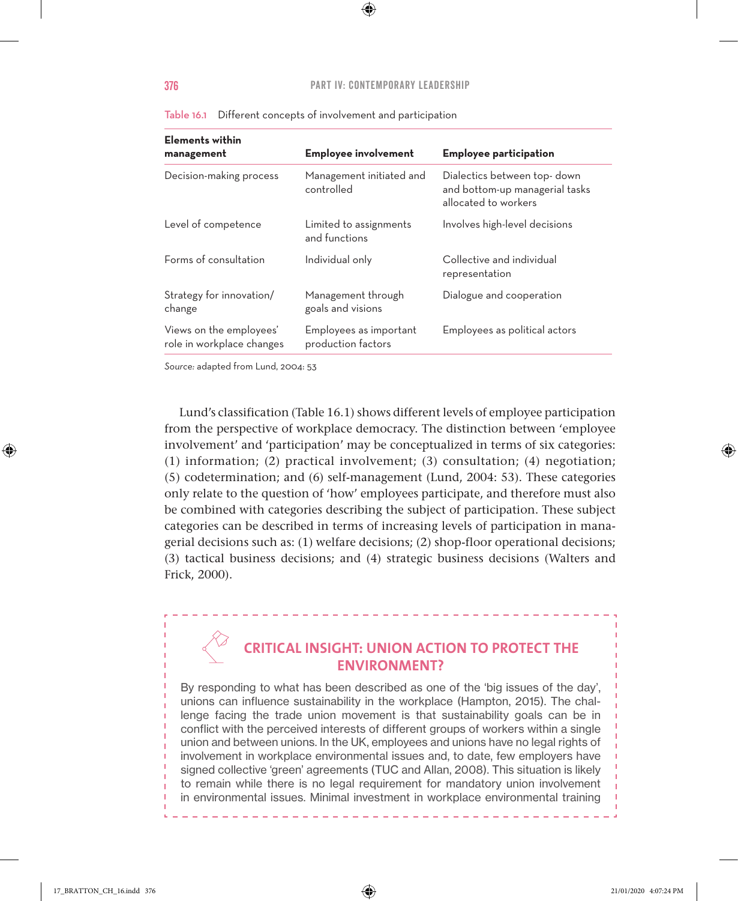Table 16.1 Different concepts of involvement and participation

| Elements within management | Employee involvement | Employee participation |
|---|---|---|
| Decision-making process | Management initiated and controlled | Dialectics between top- down and bottom-up managerial tasks allocated to workers |
| Level of competence | Limited to assignments and functions | Involves high-level decisions |
| Forms of consultation | Individual only | Collective and individual representation |
| Strategy for innovation/ change | Management through goals and visions | Dialogue and cooperation |
| Views on the employees' role in workplace changes | Employees as important production factors | Employees as political actors |

*Source:* adapted from Lund, 2004: 53

Lund's classification (Table 16.1) shows different levels of employee participation from the perspective of workplace democracy. The distinction between 'employee involvement' and 'participation' may be conceptualized in terms of six categories: (1) information; (2) practical involvement; (3) consultation; (4) negotiation; (5) codetermination; and (6) self-management (Lund, 2004: 53). These categories only relate to the question of 'how' employees participate, and therefore must also be combined with categories describing the subject of participation. These subject categories can be described in terms of increasing levels of participation in managerial decisions such as: (1) welfare decisions; (2) shop-floor operational decisions; (3) tactical business decisions; and (4) strategic business decisions (Walters and Frick, 2000).

## CRITICAL INSIGHT: UNION ACTION TO PROTECT THE ENVIRONMENT?

By responding to what has been described as one of the 'big issues of the day', unions can influence sustainability in the workplace (Hampton, 2015). The challenge facing the trade union movement is that sustainability goals can be in conflict with the perceived interests of different groups of workers within a single union and between unions. In the UK, employees and unions have no legal rights of involvement in workplace environmental issues and, to date, few employers have signed collective 'green' agreements (TUC and Allan, 2008). This situation is likely to remain while there is no legal requirement for mandatory union involvement in environmental issues. Minimal investment in workplace environmental training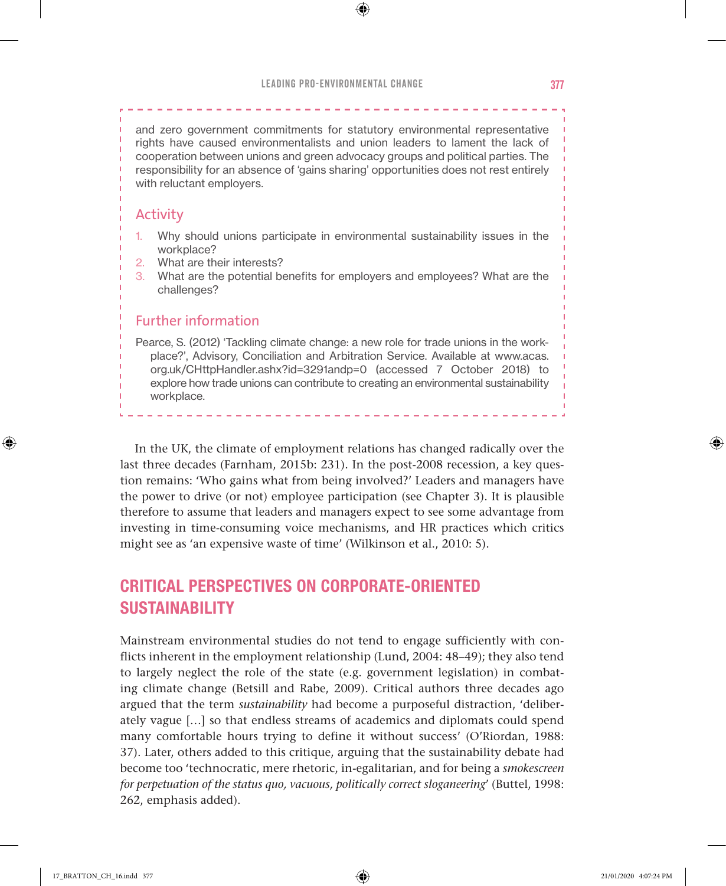and zero government commitments for statutory environmental representative rights have caused environmentalists and union leaders to lament the lack of cooperation between unions and green advocacy groups and political parties. The responsibility for an absence of 'gains sharing' opportunities does not rest entirely with reluctant employers.

### Activity

1. Why should unions participate in environmental sustainability issues in the workplace?
2. What are their interests?
3. What are the potential benefits for employers and employees? What are the challenges?

### Further information

Pearce, S. (2012) 'Tackling climate change: a new role for trade unions in the workplace?', Advisory, Conciliation and Arbitration Service. Available at www.acas.org.uk/CHttpHandler.ashx?id=3291andp=0 (accessed 7 October 2018) to explore how trade unions can contribute to creating an environmental sustainability workplace.

In the UK, the climate of employment relations has changed radically over the last three decades (Farnham, 2015b: 231). In the post-2008 recession, a key question remains: 'Who gains what from being involved?' Leaders and managers have the power to drive (or not) employee participation (see Chapter 3). It is plausible therefore to assume that leaders and managers expect to see some advantage from investing in time-consuming voice mechanisms, and HR practices which critics might see as 'an expensive waste of time' (Wilkinson et al., 2010: 5).

## CRITICAL PERSPECTIVES ON CORPORATE-ORIENTED SUSTAINABILITY

Mainstream environmental studies do not tend to engage sufficiently with conflicts inherent in the employment relationship (Lund, 2004: 48–49); they also tend to largely neglect the role of the state (e.g. government legislation) in combating climate change (Betsill and Rabe, 2009). Critical authors three decades ago argued that the term *sustainability* had become a purposeful distraction, 'deliberately vague […] so that endless streams of academics and diplomats could spend many comfortable hours trying to define it without success' (O'Riordan, 1988: 37). Later, others added to this critique, arguing that the sustainability debate had become too 'technocratic, mere rhetoric, in-egalitarian, and for being a *smokescreen for perpetuation of the status quo, vacuous, politically correct sloganeering*' (Buttel, 1998: 262, emphasis added).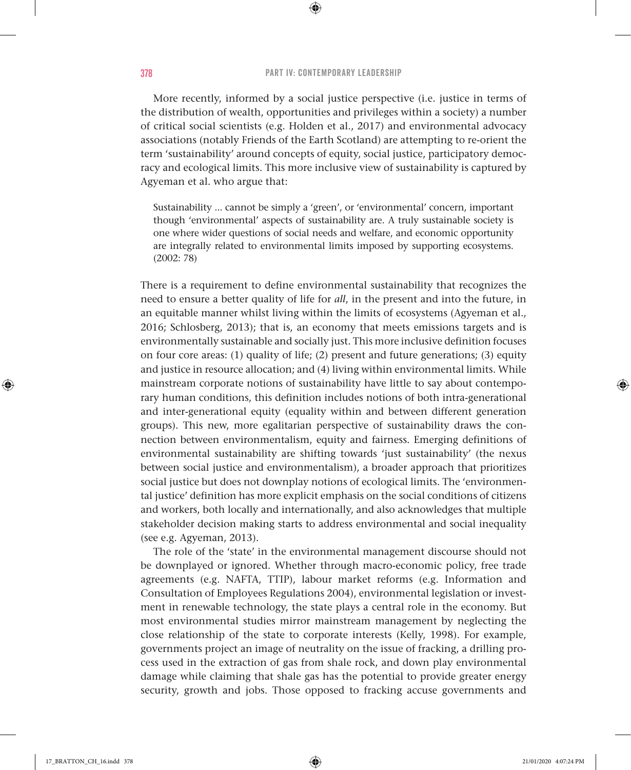More recently, informed by a social justice perspective (i.e. justice in terms of the distribution of wealth, opportunities and privileges within a society) a number of critical social scientists (e.g. Holden et al., 2017) and environmental advocacy associations (notably Friends of the Earth Scotland) are attempting to re-orient the term 'sustainability' around concepts of equity, social justice, participatory democracy and ecological limits. This more inclusive view of sustainability is captured by Agyeman et al. who argue that:

> Sustainability ... cannot be simply a 'green', or 'environmental' concern, important though 'environmental' aspects of sustainability are. A truly sustainable society is one where wider questions of social needs and welfare, and economic opportunity are integrally related to environmental limits imposed by supporting ecosystems. (2002: 78)

There is a requirement to define environmental sustainability that recognizes the need to ensure a better quality of life for *all*, in the present and into the future, in an equitable manner whilst living within the limits of ecosystems (Agyeman et al., 2016; Schlosberg, 2013); that is, an economy that meets emissions targets and is environmentally sustainable and socially just. This more inclusive definition focuses on four core areas: (1) quality of life; (2) present and future generations; (3) equity and justice in resource allocation; and (4) living within environmental limits. While mainstream corporate notions of sustainability have little to say about contemporary human conditions, this definition includes notions of both intra-generational and inter-generational equity (equality within and between different generation groups). This new, more egalitarian perspective of sustainability draws the connection between environmentalism, equity and fairness. Emerging definitions of environmental sustainability are shifting towards 'just sustainability' (the nexus between social justice and environmentalism), a broader approach that prioritizes social justice but does not downplay notions of ecological limits. The 'environmental justice' definition has more explicit emphasis on the social conditions of citizens and workers, both locally and internationally, and also acknowledges that multiple stakeholder decision making starts to address environmental and social inequality (see e.g. Agyeman, 2013).

The role of the 'state' in the environmental management discourse should not be downplayed or ignored. Whether through macro-economic policy, free trade agreements (e.g. NAFTA, TTIP), labour market reforms (e.g. Information and Consultation of Employees Regulations 2004), environmental legislation or investment in renewable technology, the state plays a central role in the economy. But most environmental studies mirror mainstream management by neglecting the close relationship of the state to corporate interests (Kelly, 1998). For example, governments project an image of neutrality on the issue of fracking, a drilling process used in the extraction of gas from shale rock, and down play environmental damage while claiming that shale gas has the potential to provide greater energy security, growth and jobs. Those opposed to fracking accuse governments and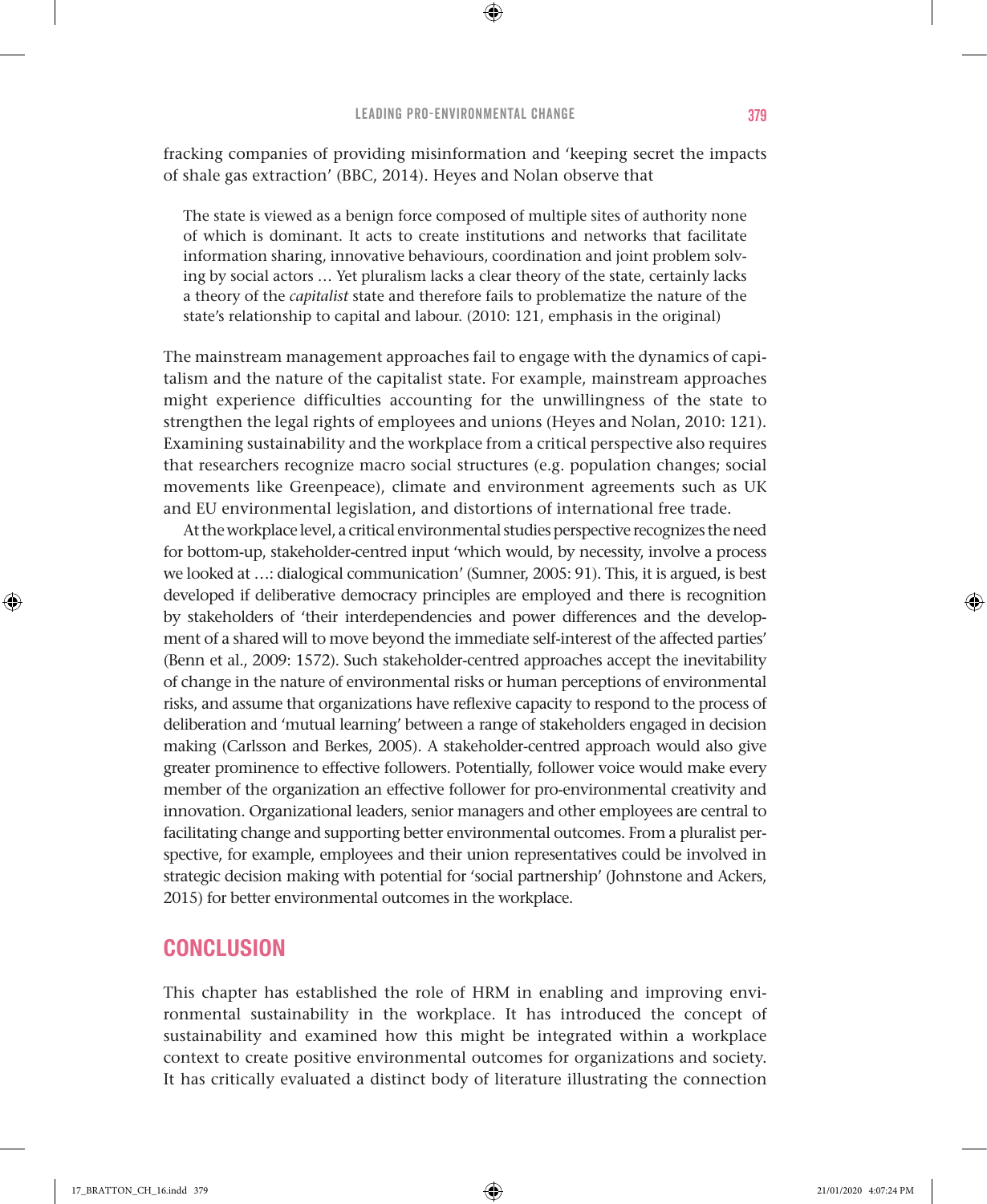fracking companies of providing misinformation and 'keeping secret the impacts of shale gas extraction' (BBC, 2014). Heyes and Nolan observe that

> The state is viewed as a benign force composed of multiple sites of authority none of which is dominant. It acts to create institutions and networks that facilitate information sharing, innovative behaviours, coordination and joint problem solving by social actors … Yet pluralism lacks a clear theory of the state, certainly lacks a theory of the *capitalist* state and therefore fails to problematize the nature of the state's relationship to capital and labour. (2010: 121, emphasis in the original)

The mainstream management approaches fail to engage with the dynamics of capitalism and the nature of the capitalist state. For example, mainstream approaches might experience difficulties accounting for the unwillingness of the state to strengthen the legal rights of employees and unions (Heyes and Nolan, 2010: 121). Examining sustainability and the workplace from a critical perspective also requires that researchers recognize macro social structures (e.g. population changes; social movements like Greenpeace), climate and environment agreements such as UK and EU environmental legislation, and distortions of international free trade.

At the workplace level, a critical environmental studies perspective recognizes the need for bottom-up, stakeholder-centred input 'which would, by necessity, involve a process we looked at …: dialogical communication' (Sumner, 2005: 91). This, it is argued, is best developed if deliberative democracy principles are employed and there is recognition by stakeholders of 'their interdependencies and power differences and the development of a shared will to move beyond the immediate self-interest of the affected parties' (Benn et al., 2009: 1572). Such stakeholder-centred approaches accept the inevitability of change in the nature of environmental risks or human perceptions of environmental risks, and assume that organizations have reflexive capacity to respond to the process of deliberation and 'mutual learning' between a range of stakeholders engaged in decision making (Carlsson and Berkes, 2005). A stakeholder-centred approach would also give greater prominence to effective followers. Potentially, follower voice would make every member of the organization an effective follower for pro-environmental creativity and innovation. Organizational leaders, senior managers and other employees are central to facilitating change and supporting better environmental outcomes. From a pluralist perspective, for example, employees and their union representatives could be involved in strategic decision making with potential for 'social partnership' (Johnstone and Ackers, 2015) for better environmental outcomes in the workplace.

## CONCLUSION

This chapter has established the role of HRM in enabling and improving environmental sustainability in the workplace. It has introduced the concept of sustainability and examined how this might be integrated within a workplace context to create positive environmental outcomes for organizations and society. It has critically evaluated a distinct body of literature illustrating the connection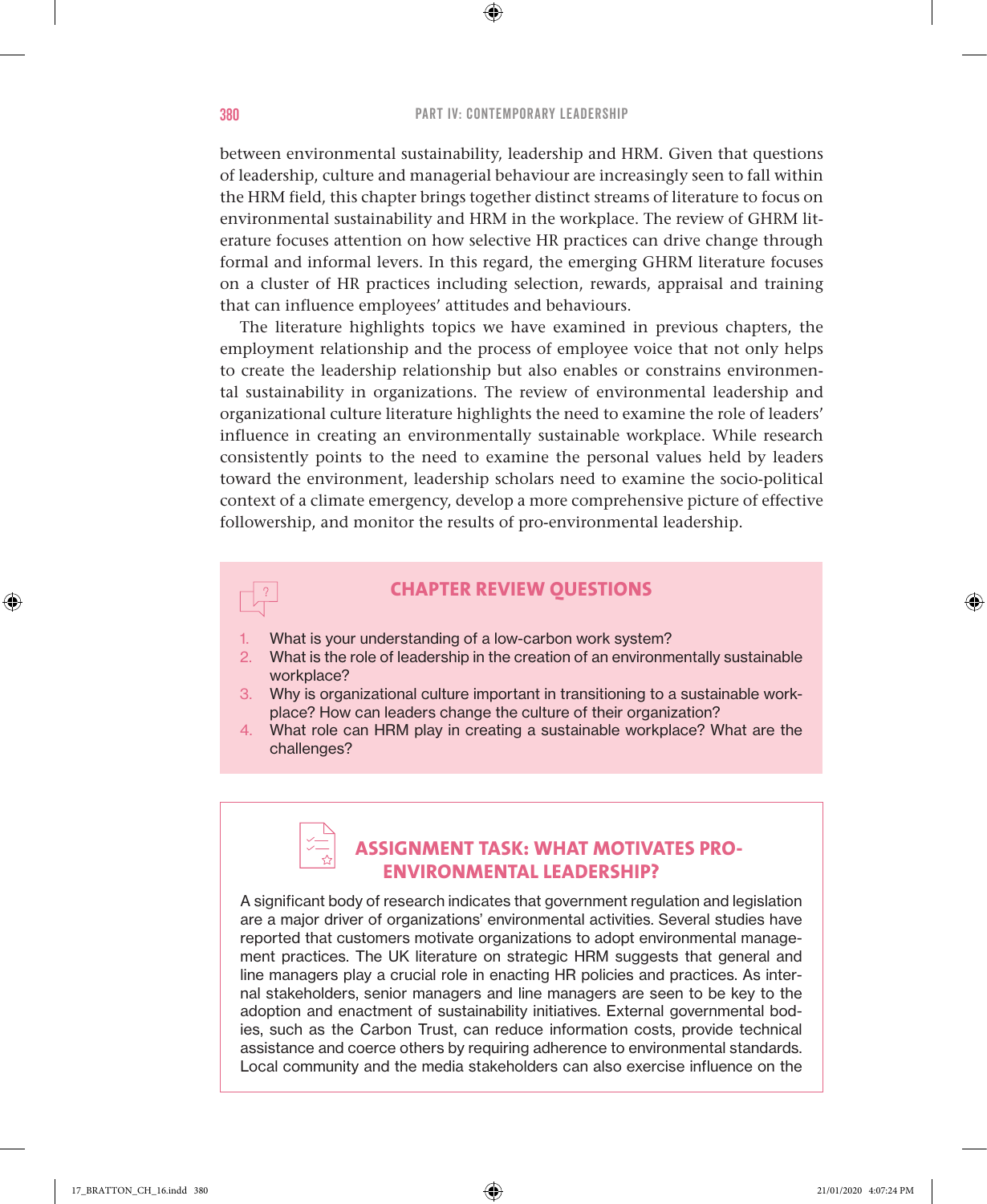between environmental sustainability, leadership and HRM. Given that questions of leadership, culture and managerial behaviour are increasingly seen to fall within the HRM field, this chapter brings together distinct streams of literature to focus on environmental sustainability and HRM in the workplace. The review of GHRM literature focuses attention on how selective HR practices can drive change through formal and informal levers. In this regard, the emerging GHRM literature focuses on a cluster of HR practices including selection, rewards, appraisal and training that can influence employees' attitudes and behaviours.

The literature highlights topics we have examined in previous chapters, the employment relationship and the process of employee voice that not only helps to create the leadership relationship but also enables or constrains environmental sustainability in organizations. The review of environmental leadership and organizational culture literature highlights the need to examine the role of leaders' influence in creating an environmentally sustainable workplace. While research consistently points to the need to examine the personal values held by leaders toward the environment, leadership scholars need to examine the socio-political context of a climate emergency, develop a more comprehensive picture of effective followership, and monitor the results of pro-environmental leadership.

## CHAPTER REVIEW QUESTIONS

1. What is your understanding of a low-carbon work system?
2. What is the role of leadership in the creation of an environmentally sustainable workplace?
3. Why is organizational culture important in transitioning to a sustainable workplace? How can leaders change the culture of their organization?
4. What role can HRM play in creating a sustainable workplace? What are the challenges?

## ASSIGNMENT TASK: WHAT MOTIVATES PRO-ENVIRONMENTAL LEADERSHIP?

A significant body of research indicates that government regulation and legislation are a major driver of organizations' environmental activities. Several studies have reported that customers motivate organizations to adopt environmental management practices. The UK literature on strategic HRM suggests that general and line managers play a crucial role in enacting HR policies and practices. As internal stakeholders, senior managers and line managers are seen to be key to the adoption and enactment of sustainability initiatives. External governmental bodies, such as the Carbon Trust, can reduce information costs, provide technical assistance and coerce others by requiring adherence to environmental standards. Local community and the media stakeholders can also exercise influence on the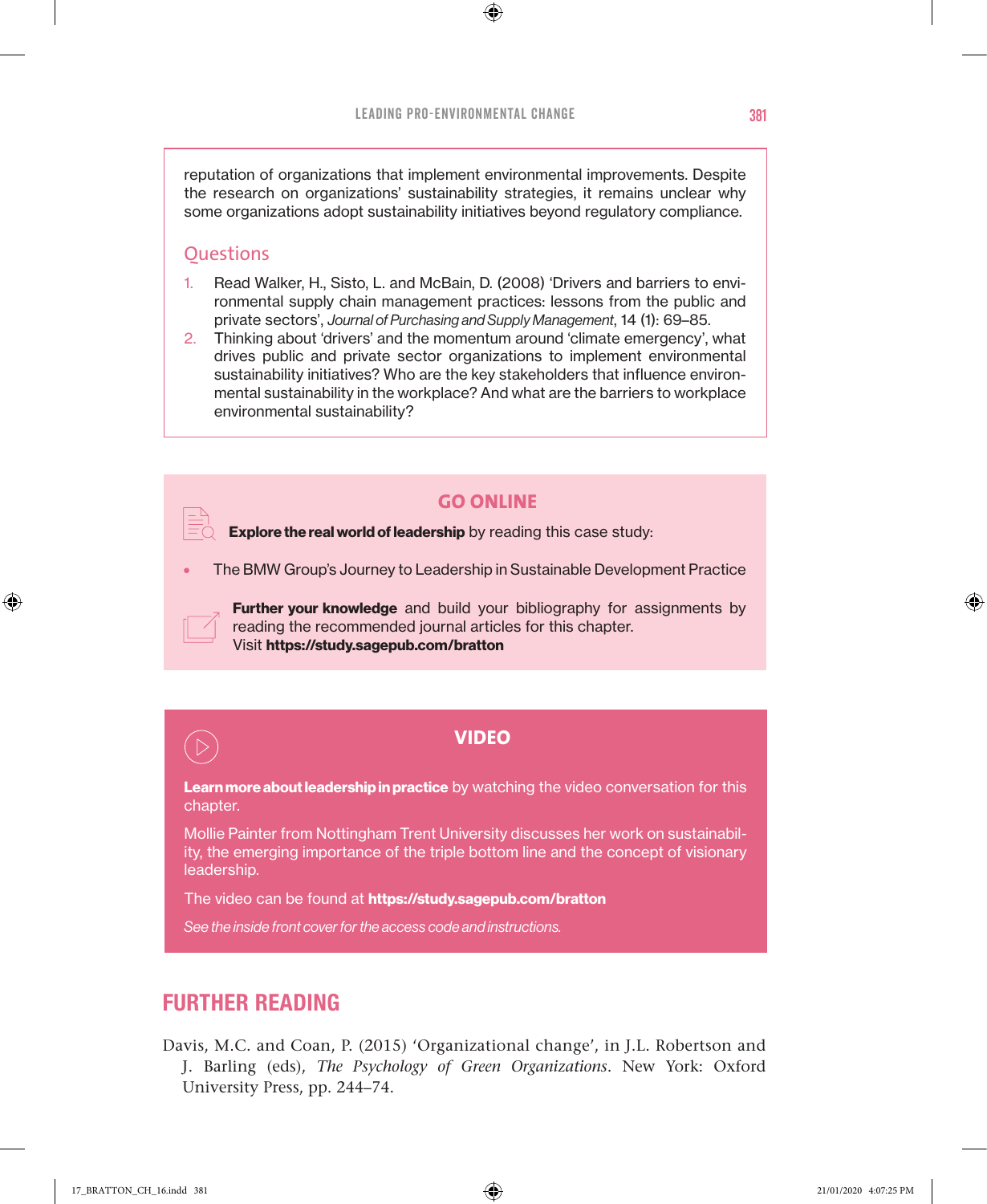reputation of organizations that implement environmental improvements. Despite the research on organizations' sustainability strategies, it remains unclear why some organizations adopt sustainability initiatives beyond regulatory compliance.

### Questions

1. Read Walker, H., Sisto, L. and McBain, D. (2008) 'Drivers and barriers to environmental supply chain management practices: lessons from the public and private sectors', *Journal of Purchasing and Supply Management*, 14 (1): 69–85.
2. Thinking about 'drivers' and the momentum around 'climate emergency', what drives public and private sector organizations to implement environmental sustainability initiatives? Who are the key stakeholders that influence environmental sustainability in the workplace? And what are the barriers to workplace environmental sustainability?

### GO ONLINE

**Explore the real world of leadership** by reading this case study:

- The BMW Group's Journey to Leadership in Sustainable Development Practice

**Further your knowledge** and build your bibliography for assignments by reading the recommended journal articles for this chapter.
Visit **https://study.sagepub.com/bratton**

### VIDEO

**Learn more about leadership in practice** by watching the video conversation for this chapter.

Mollie Painter from Nottingham Trent University discusses her work on sustainability, the emerging importance of the triple bottom line and the concept of visionary leadership.

The video can be found at **https://study.sagepub.com/bratton**

*See the inside front cover for the access code and instructions.*

## FURTHER READING

Davis, M.C. and Coan, P. (2015) 'Organizational change', in J.L. Robertson and J. Barling (eds), *The Psychology of Green Organizations*. New York: Oxford University Press, pp. 244–74.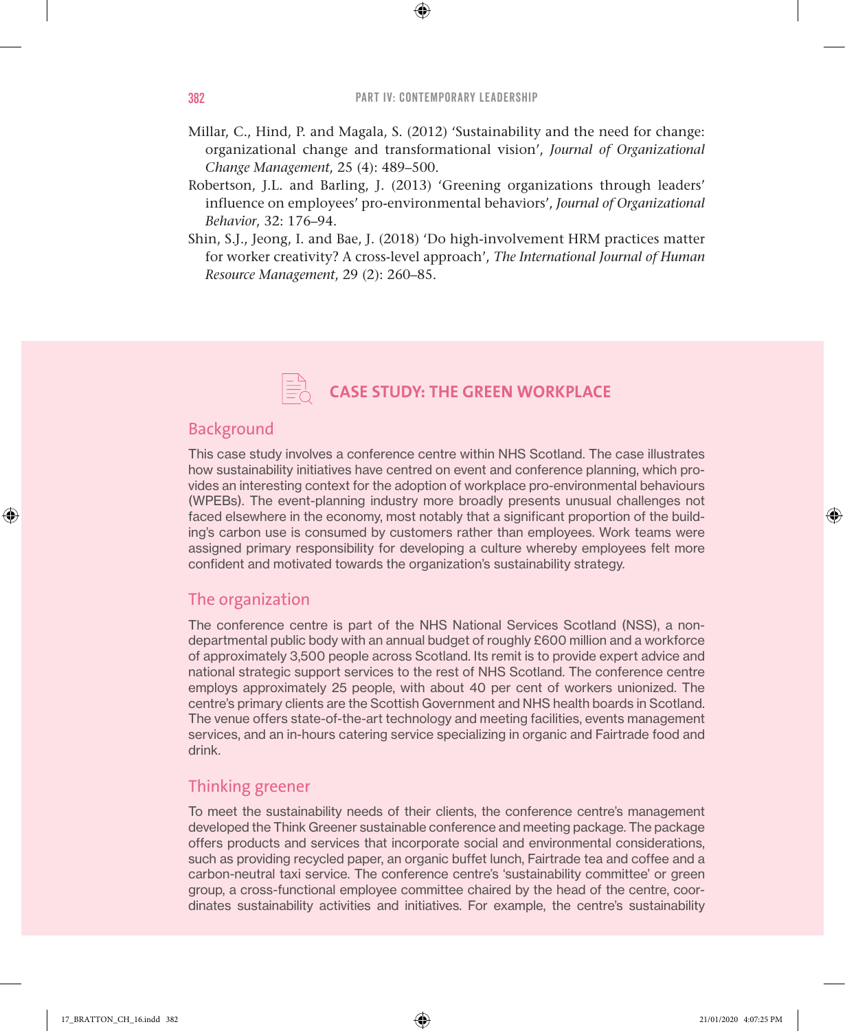Millar, C., Hind, P. and Magala, S. (2012) 'Sustainability and the need for change: organizational change and transformational vision', *Journal of Organizational Change Management*, 25 (4): 489–500.

Robertson, J.L. and Barling, J. (2013) 'Greening organizations through leaders' influence on employees' pro-environmental behaviors', *Journal of Organizational Behavior*, 32: 176–94.

Shin, S.J., Jeong, I. and Bae, J. (2018) 'Do high-involvement HRM practices matter for worker creativity? A cross-level approach', *The International Journal of Human Resource Management*, 29 (2): 260–85.

## CASE STUDY: THE GREEN WORKPLACE

### Background

This case study involves a conference centre within NHS Scotland. The case illustrates how sustainability initiatives have centred on event and conference planning, which provides an interesting context for the adoption of workplace pro-environmental behaviours (WPEBs). The event-planning industry more broadly presents unusual challenges not faced elsewhere in the economy, most notably that a significant proportion of the building's carbon use is consumed by customers rather than employees. Work teams were assigned primary responsibility for developing a culture whereby employees felt more confident and motivated towards the organization's sustainability strategy.

### The organization

The conference centre is part of the NHS National Services Scotland (NSS), a non-departmental public body with an annual budget of roughly £600 million and a workforce of approximately 3,500 people across Scotland. Its remit is to provide expert advice and national strategic support services to the rest of NHS Scotland. The conference centre employs approximately 25 people, with about 40 per cent of workers unionized. The centre's primary clients are the Scottish Government and NHS health boards in Scotland. The venue offers state-of-the-art technology and meeting facilities, events management services, and an in-hours catering service specializing in organic and Fairtrade food and drink.

### Thinking greener

To meet the sustainability needs of their clients, the conference centre's management developed the Think Greener sustainable conference and meeting package. The package offers products and services that incorporate social and environmental considerations, such as providing recycled paper, an organic buffet lunch, Fairtrade tea and coffee and a carbon-neutral taxi service. The conference centre's 'sustainability committee' or green group, a cross-functional employee committee chaired by the head of the centre, coordinates sustainability activities and initiatives. For example, the centre's sustainability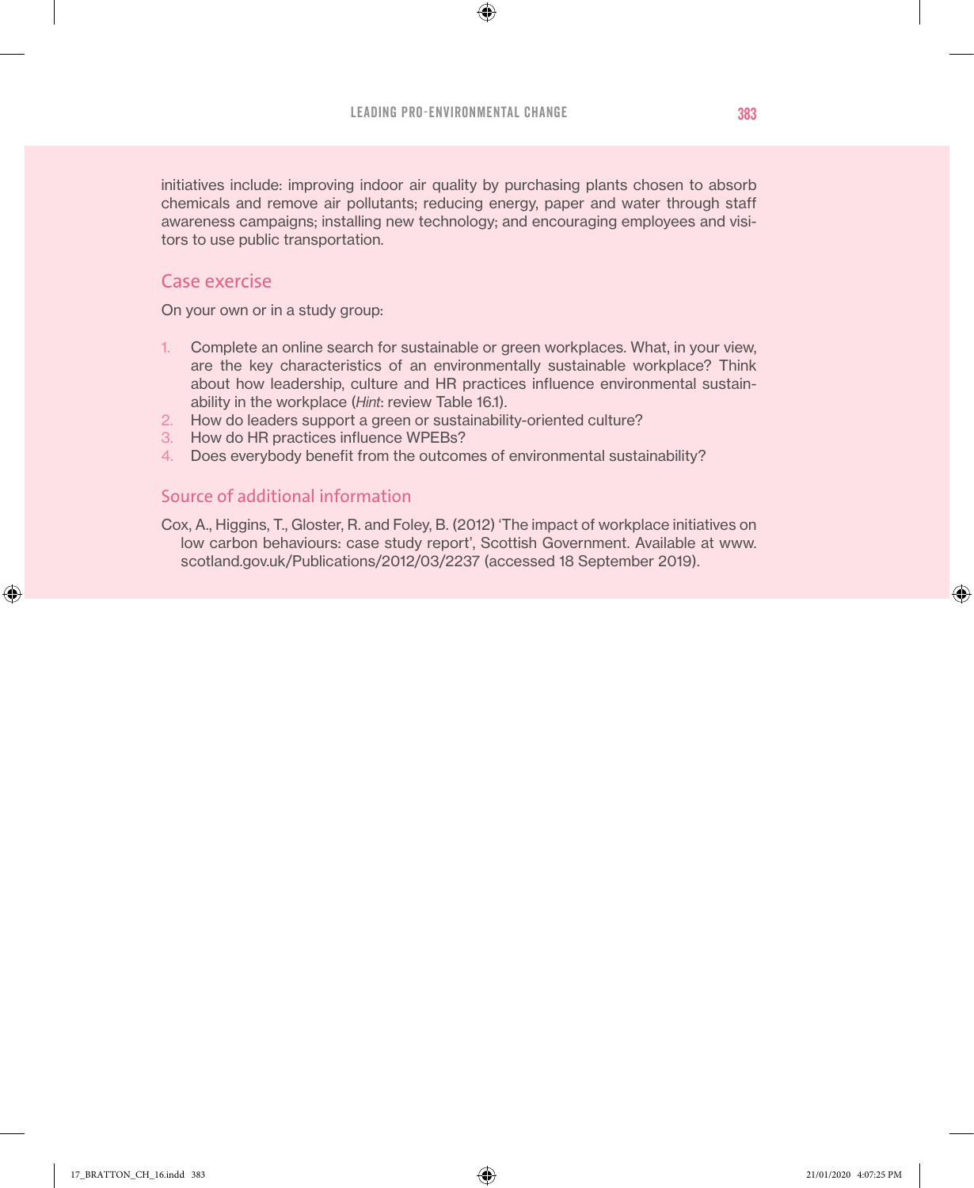initiatives include: improving indoor air quality by purchasing plants chosen to absorb chemicals and remove air pollutants; reducing energy, paper and water through staff awareness campaigns; installing new technology; and encouraging employees and visitors to use public transportation.

## Case exercise

On your own or in a study group:

1. Complete an online search for sustainable or green workplaces. What, in your view, are the key characteristics of an environmentally sustainable workplace? Think about how leadership, culture and HR practices influence environmental sustainability in the workplace (*Hint*: review Table 16.1).
2. How do leaders support a green or sustainability-oriented culture?
3. How do HR practices influence WPEBs?
4. Does everybody benefit from the outcomes of environmental sustainability?

## Source of additional information

Cox, A., Higgins, T., Gloster, R. and Foley, B. (2012) 'The impact of workplace initiatives on low carbon behaviours: case study report', Scottish Government. Available at www.scotland.gov.uk/Publications/2012/03/2237 (accessed 18 September 2019).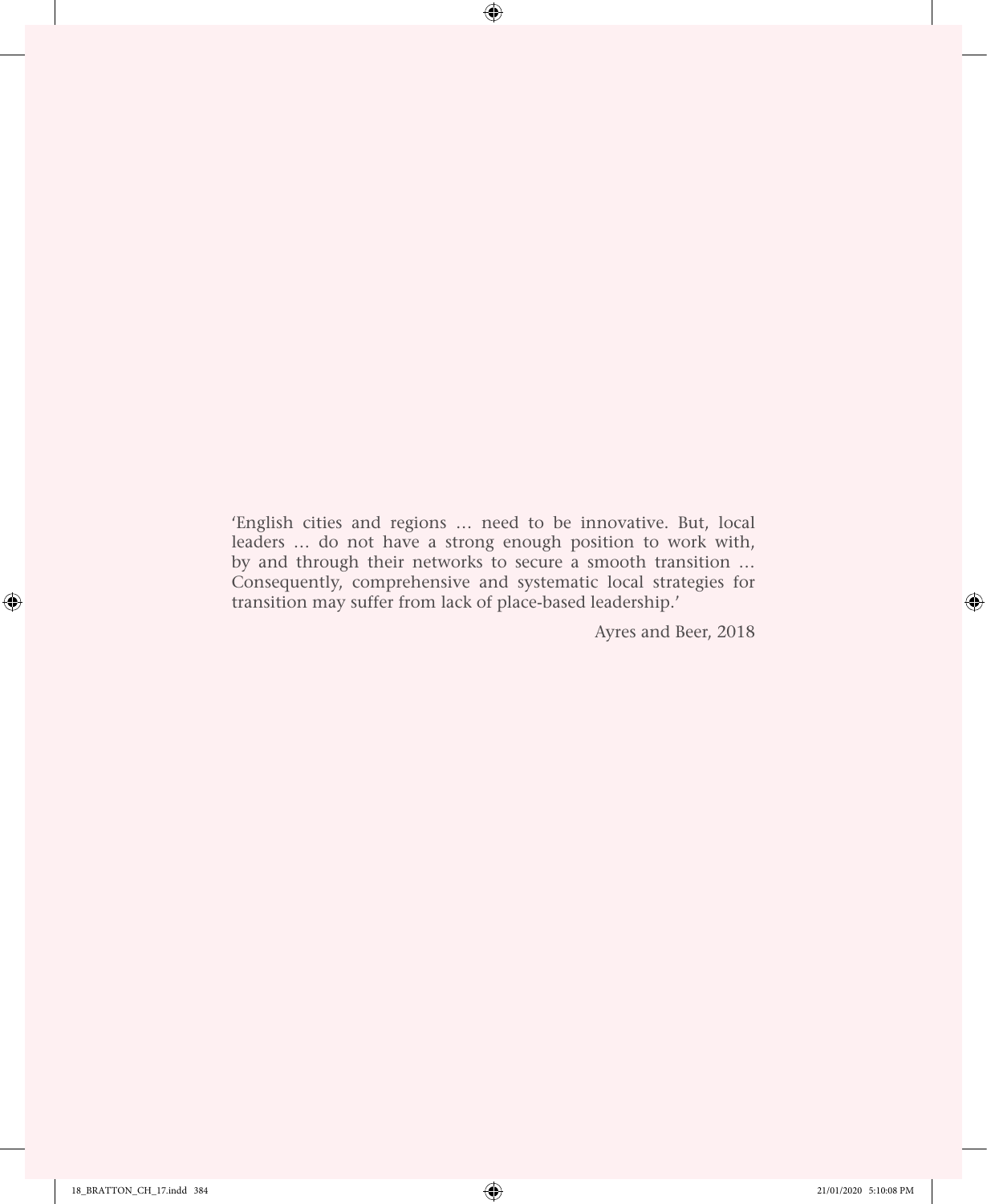'English cities and regions … need to be innovative. But, local leaders … do not have a strong enough position to work with, by and through their networks to secure a smooth transition … Consequently, comprehensive and systematic local strategies for transition may suffer from lack of place-based leadership.'

Ayres and Beer, 2018